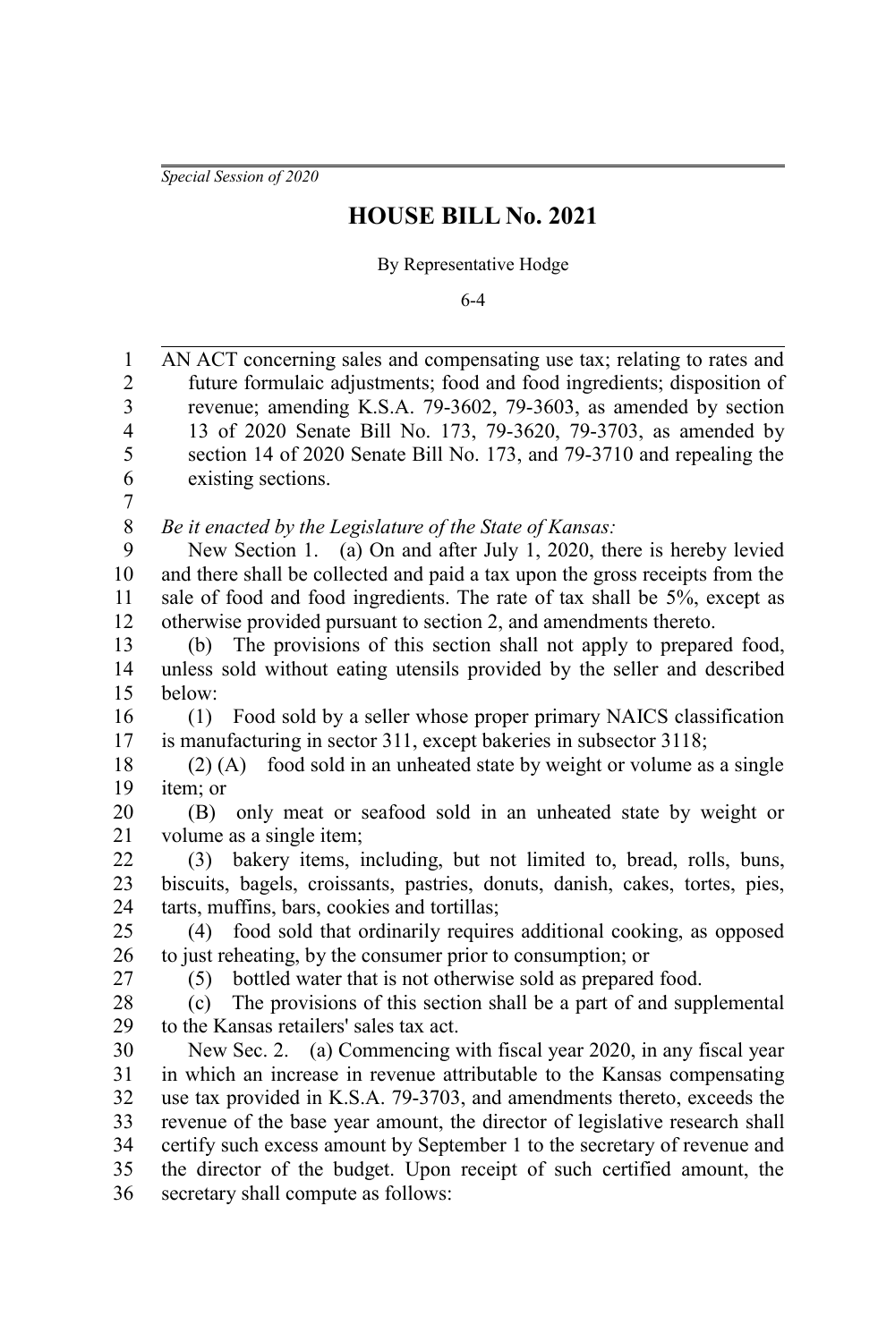*Special Session of 2020*

# HOUSE BILL No. 2021

By Representative Hodge

6-4

AN ACT concerning sales and compensating use tax; relating to rates and future formulaic adjustments; food and food ingredients; disposition of revenue; amending K.S.A. 79-3602, 79-3603, as amended by section 13 of 2020 Senate Bill No. 173, 79-3620, 79-3703, as amended by section 14 of 2020 Senate Bill No. 173, and 79-3710 and repealing the existing sections.

*Be it enacted by the Legislature of the State of Kansas:*

New Section 1. (a) On and after July 1, 2020, there is hereby levied and there shall be collected and paid a tax upon the gross receipts from the sale of food and food ingredients. The rate of tax shall be 5%, except as otherwise provided pursuant to section 2, and amendments thereto.

(b) The provisions of this section shall not apply to prepared food, unless sold without eating utensils provided by the seller and described below:

(1) Food sold by a seller whose proper primary NAICS classification is manufacturing in sector 311, except bakeries in subsector 3118;

(2) (A) food sold in an unheated state by weight or volume as a single item; or

(B) only meat or seafood sold in an unheated state by weight or volume as a single item;

(3) bakery items, including, but not limited to, bread, rolls, buns, biscuits, bagels, croissants, pastries, donuts, danish, cakes, tortes, pies, tarts, muffins, bars, cookies and tortillas;

(4) food sold that ordinarily requires additional cooking, as opposed to just reheating, by the consumer prior to consumption; or

(5) bottled water that is not otherwise sold as prepared food.

(c) The provisions of this section shall be a part of and supplemental to the Kansas retailers' sales tax act.

New Sec. 2. (a) Commencing with fiscal year 2020, in any fiscal year in which an increase in revenue attributable to the Kansas compensating use tax provided in K.S.A. 79-3703, and amendments thereto, exceeds the revenue of the base year amount, the director of legislative research shall certify such excess amount by September 1 to the secretary of revenue and the director of the budget. Upon receipt of such certified amount, the secretary shall compute as follows: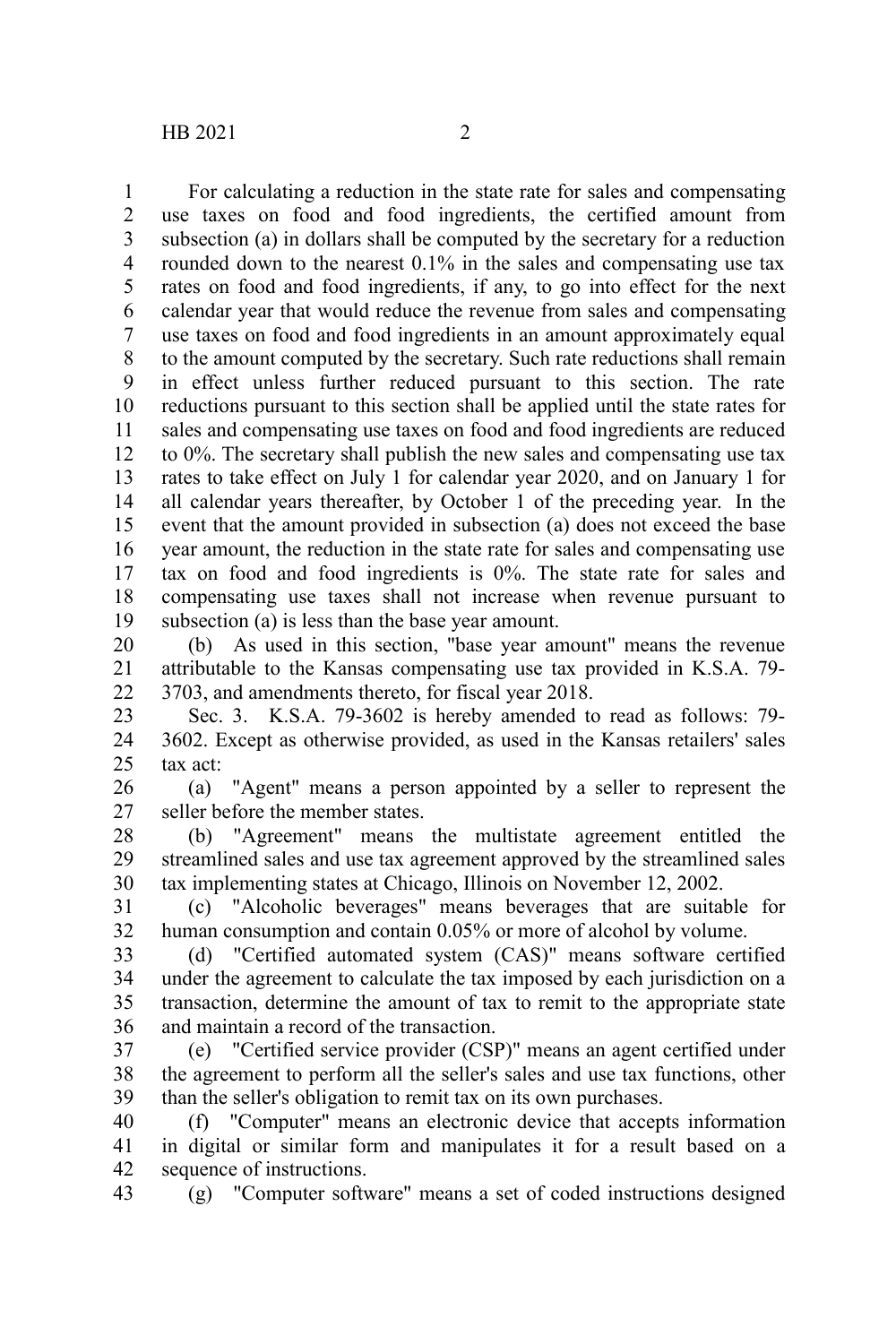For calculating a reduction in the state rate for sales and compensating use taxes on food and food ingredients, the certified amount from subsection (a) in dollars shall be computed by the secretary for a reduction rounded down to the nearest 0.1% in the sales and compensating use tax rates on food and food ingredients, if any, to go into effect for the next calendar year that would reduce the revenue from sales and compensating use taxes on food and food ingredients in an amount approximately equal to the amount computed by the secretary. Such rate reductions shall remain in effect unless further reduced pursuant to this section. The rate reductions pursuant to this section shall be applied until the state rates for sales and compensating use taxes on food and food ingredients are reduced to 0%. The secretary shall publish the new sales and compensating use tax rates to take effect on July 1 for calendar year 2020, and on January 1 for all calendar years thereafter, by October 1 of the preceding year. In the event that the amount provided in subsection (a) does not exceed the base year amount, the reduction in the state rate for sales and compensating use tax on food and food ingredients is 0%. The state rate for sales and compensating use taxes shall not increase when revenue pursuant to subsection (a) is less than the base year amount.

(b) As used in this section, "base year amount" means the revenue attributable to the Kansas compensating use tax provided in K.S.A. 79-3703, and amendments thereto, for fiscal year 2018.

Sec. 3. K.S.A. 79-3602 is hereby amended to read as follows: 79-3602. Except as otherwise provided, as used in the Kansas retailers' sales tax act:

(a) "Agent" means a person appointed by a seller to represent the seller before the member states.

(b) "Agreement" means the multistate agreement entitled the streamlined sales and use tax agreement approved by the streamlined sales tax implementing states at Chicago, Illinois on November 12, 2002.

(c) "Alcoholic beverages" means beverages that are suitable for human consumption and contain 0.05% or more of alcohol by volume.

(d) "Certified automated system (CAS)" means software certified under the agreement to calculate the tax imposed by each jurisdiction on a transaction, determine the amount of tax to remit to the appropriate state and maintain a record of the transaction.

(e) "Certified service provider (CSP)" means an agent certified under the agreement to perform all the seller's sales and use tax functions, other than the seller's obligation to remit tax on its own purchases.

(f) "Computer" means an electronic device that accepts information in digital or similar form and manipulates it for a result based on a sequence of instructions.

(g) "Computer software" means a set of coded instructions designed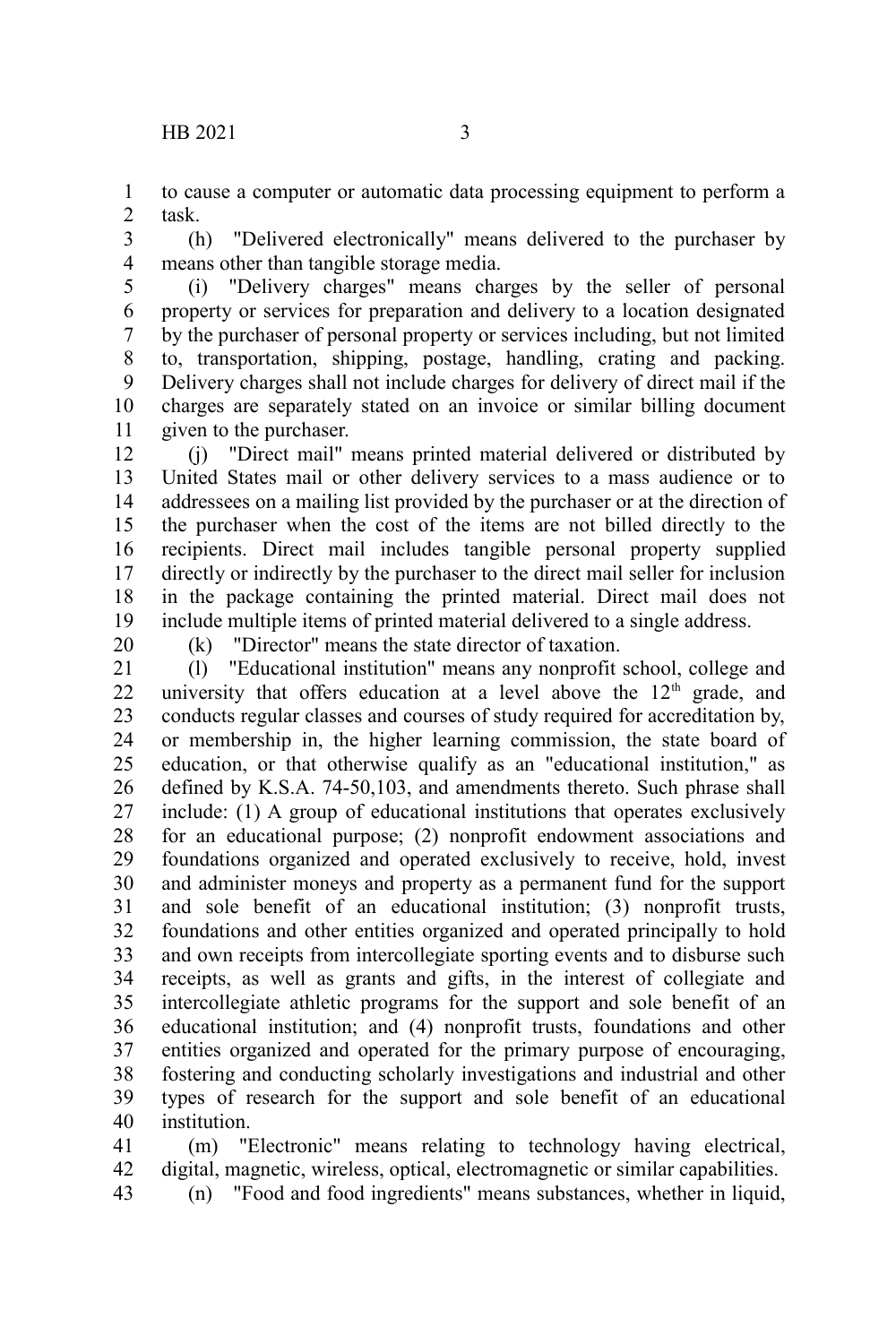to cause a computer or automatic data processing equipment to perform a task.

(h) "Delivered electronically" means delivered to the purchaser by means other than tangible storage media.

(i) "Delivery charges" means charges by the seller of personal property or services for preparation and delivery to a location designated by the purchaser of personal property or services including, but not limited to, transportation, shipping, postage, handling, crating and packing. Delivery charges shall not include charges for delivery of direct mail if the charges are separately stated on an invoice or similar billing document given to the purchaser.

(j) "Direct mail" means printed material delivered or distributed by United States mail or other delivery services to a mass audience or to addressees on a mailing list provided by the purchaser or at the direction of the purchaser when the cost of the items are not billed directly to the recipients. Direct mail includes tangible personal property supplied directly or indirectly by the purchaser to the direct mail seller for inclusion in the package containing the printed material. Direct mail does not include multiple items of printed material delivered to a single address.

(k) "Director" means the state director of taxation.

(l) "Educational institution" means any nonprofit school, college and university that offers education at a level above the 12th grade, and conducts regular classes and courses of study required for accreditation by, or membership in, the higher learning commission, the state board of education, or that otherwise qualify as an "educational institution," as defined by K.S.A. 74-50,103, and amendments thereto. Such phrase shall include: (1) A group of educational institutions that operates exclusively for an educational purpose; (2) nonprofit endowment associations and foundations organized and operated exclusively to receive, hold, invest and administer moneys and property as a permanent fund for the support and sole benefit of an educational institution; (3) nonprofit trusts, foundations and other entities organized and operated principally to hold and own receipts from intercollegiate sporting events and to disburse such receipts, as well as grants and gifts, in the interest of collegiate and intercollegiate athletic programs for the support and sole benefit of an educational institution; and (4) nonprofit trusts, foundations and other entities organized and operated for the primary purpose of encouraging, fostering and conducting scholarly investigations and industrial and other types of research for the support and sole benefit of an educational institution.

(m) "Electronic" means relating to technology having electrical, digital, magnetic, wireless, optical, electromagnetic or similar capabilities.

(n) "Food and food ingredients" means substances, whether in liquid,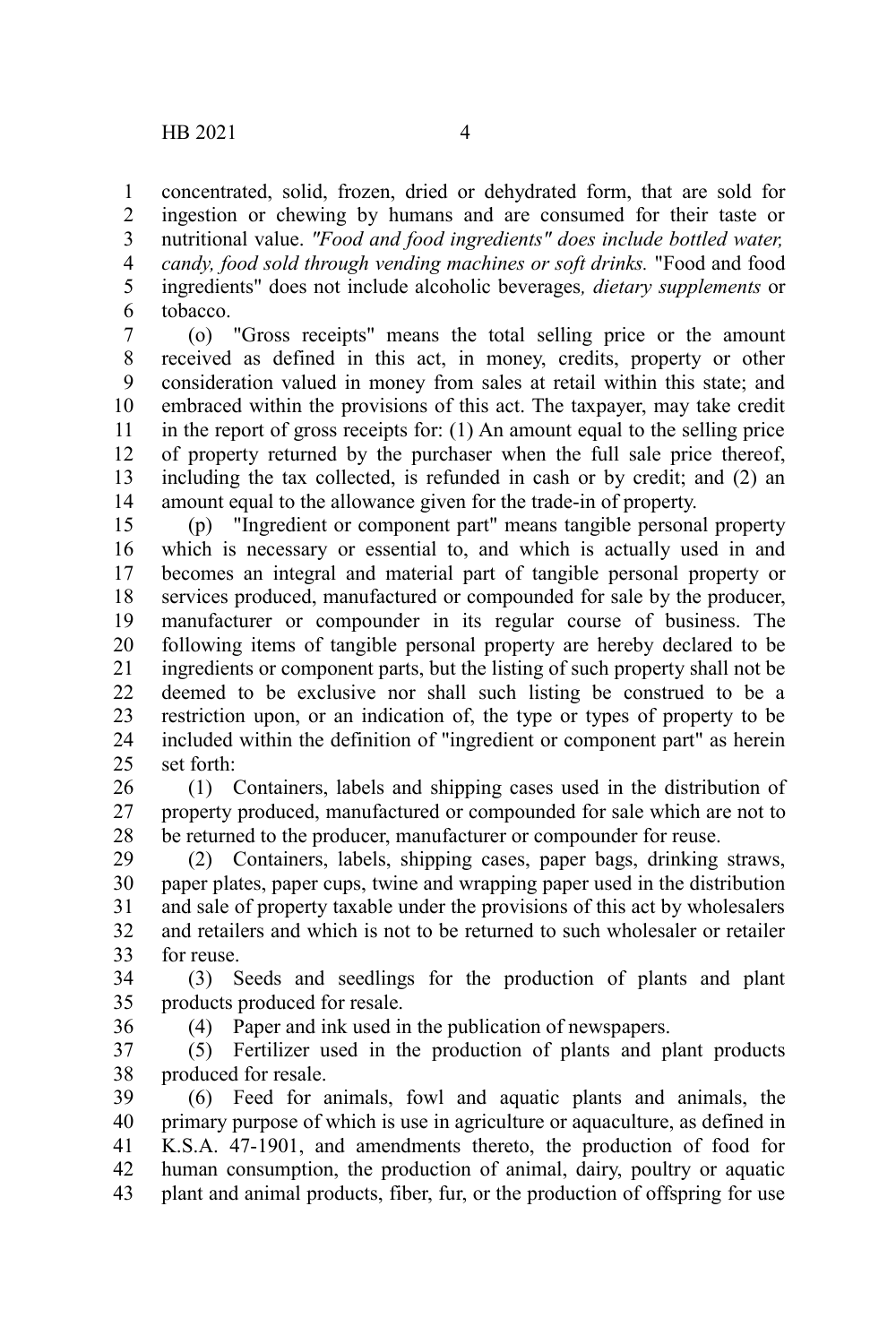concentrated, solid, frozen, dried or dehydrated form, that are sold for ingestion or chewing by humans and are consumed for their taste or nutritional value. *"Food and food ingredients" does include bottled water, candy, food sold through vending machines or soft drinks.* "Food and food ingredients" does not include alcoholic beverages*, dietary supplements* or tobacco.

(o) "Gross receipts" means the total selling price or the amount received as defined in this act, in money, credits, property or other consideration valued in money from sales at retail within this state; and embraced within the provisions of this act. The taxpayer, may take credit in the report of gross receipts for: (1) An amount equal to the selling price of property returned by the purchaser when the full sale price thereof, including the tax collected, is refunded in cash or by credit; and (2) an amount equal to the allowance given for the trade-in of property.

(p) "Ingredient or component part" means tangible personal property which is necessary or essential to, and which is actually used in and becomes an integral and material part of tangible personal property or services produced, manufactured or compounded for sale by the producer, manufacturer or compounder in its regular course of business. The following items of tangible personal property are hereby declared to be ingredients or component parts, but the listing of such property shall not be deemed to be exclusive nor shall such listing be construed to be a restriction upon, or an indication of, the type or types of property to be included within the definition of "ingredient or component part" as herein set forth:

(1) Containers, labels and shipping cases used in the distribution of property produced, manufactured or compounded for sale which are not to be returned to the producer, manufacturer or compounder for reuse.

(2) Containers, labels, shipping cases, paper bags, drinking straws, paper plates, paper cups, twine and wrapping paper used in the distribution and sale of property taxable under the provisions of this act by wholesalers and retailers and which is not to be returned to such wholesaler or retailer for reuse.

(3) Seeds and seedlings for the production of plants and plant products produced for resale.

(4) Paper and ink used in the publication of newspapers.

(5) Fertilizer used in the production of plants and plant products produced for resale.

(6) Feed for animals, fowl and aquatic plants and animals, the primary purpose of which is use in agriculture or aquaculture, as defined in K.S.A. 47-1901, and amendments thereto, the production of food for human consumption, the production of animal, dairy, poultry or aquatic plant and animal products, fiber, fur, or the production of offspring for use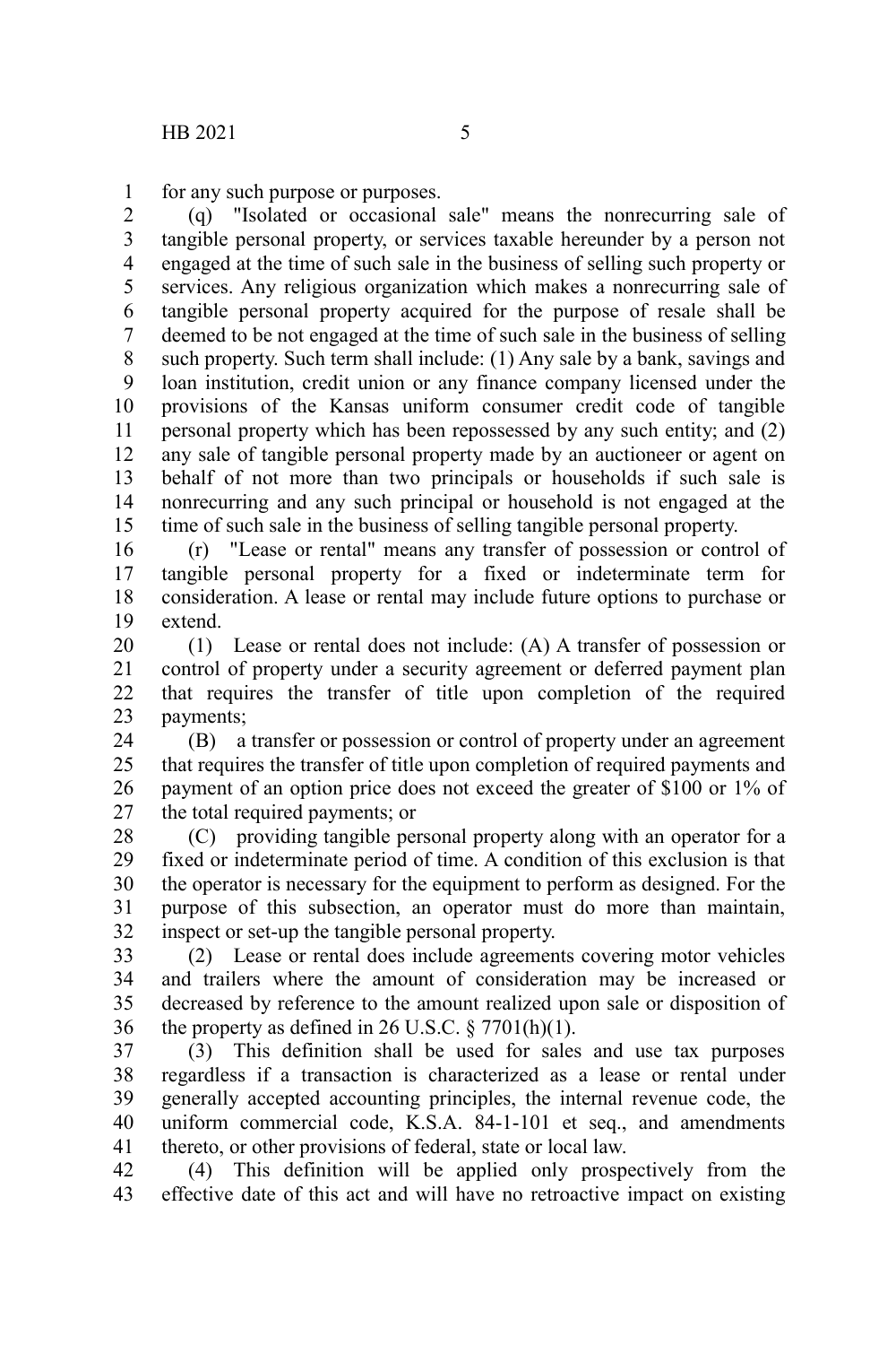for any such purpose or purposes.

(q) "Isolated or occasional sale" means the nonrecurring sale of tangible personal property, or services taxable hereunder by a person not engaged at the time of such sale in the business of selling such property or services. Any religious organization which makes a nonrecurring sale of tangible personal property acquired for the purpose of resale shall be deemed to be not engaged at the time of such sale in the business of selling such property. Such term shall include: (1) Any sale by a bank, savings and loan institution, credit union or any finance company licensed under the provisions of the Kansas uniform consumer credit code of tangible personal property which has been repossessed by any such entity; and (2) any sale of tangible personal property made by an auctioneer or agent on behalf of not more than two principals or households if such sale is nonrecurring and any such principal or household is not engaged at the time of such sale in the business of selling tangible personal property.

(r) "Lease or rental" means any transfer of possession or control of tangible personal property for a fixed or indeterminate term for consideration. A lease or rental may include future options to purchase or extend.

(1) Lease or rental does not include: (A) A transfer of possession or control of property under a security agreement or deferred payment plan that requires the transfer of title upon completion of the required payments;

(B) a transfer or possession or control of property under an agreement that requires the transfer of title upon completion of required payments and payment of an option price does not exceed the greater of $100 or 1% of the total required payments; or

(C) providing tangible personal property along with an operator for a fixed or indeterminate period of time. A condition of this exclusion is that the operator is necessary for the equipment to perform as designed. For the purpose of this subsection, an operator must do more than maintain, inspect or set-up the tangible personal property.

(2) Lease or rental does include agreements covering motor vehicles and trailers where the amount of consideration may be increased or decreased by reference to the amount realized upon sale or disposition of the property as defined in 26 U.S.C. § 7701(h)(1).

(3) This definition shall be used for sales and use tax purposes regardless if a transaction is characterized as a lease or rental under generally accepted accounting principles, the internal revenue code, the uniform commercial code, K.S.A. 84-1-101 et seq., and amendments thereto, or other provisions of federal, state or local law.

(4) This definition will be applied only prospectively from the effective date of this act and will have no retroactive impact on existing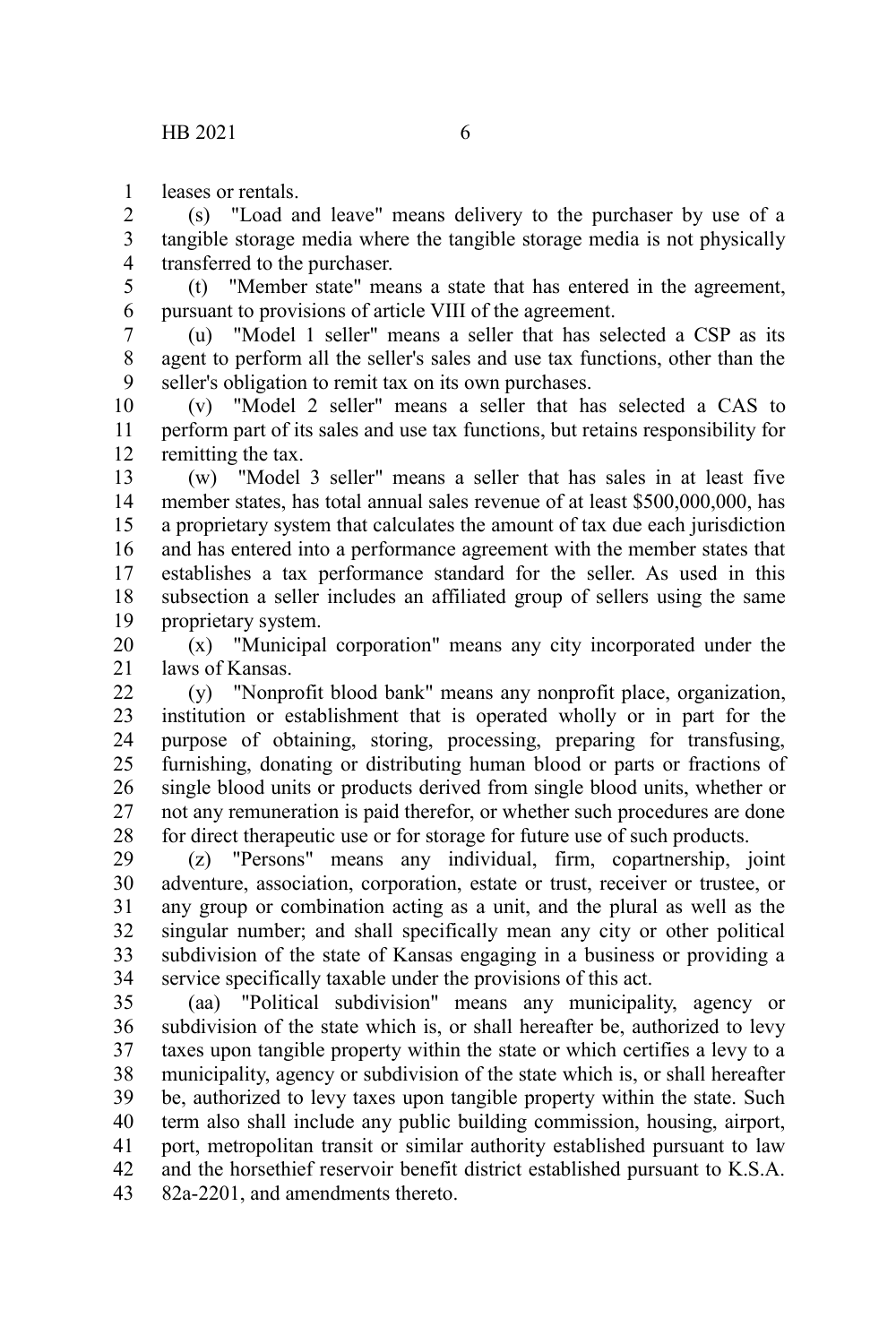leases or rentals.

(s) "Load and leave" means delivery to the purchaser by use of a tangible storage media where the tangible storage media is not physically transferred to the purchaser.

(t) "Member state" means a state that has entered in the agreement, pursuant to provisions of article VIII of the agreement.

(u) "Model 1 seller" means a seller that has selected a CSP as its agent to perform all the seller's sales and use tax functions, other than the seller's obligation to remit tax on its own purchases.

(v) "Model 2 seller" means a seller that has selected a CAS to perform part of its sales and use tax functions, but retains responsibility for remitting the tax.

(w) "Model 3 seller" means a seller that has sales in at least five member states, has total annual sales revenue of at least $500,000,000, has a proprietary system that calculates the amount of tax due each jurisdiction and has entered into a performance agreement with the member states that establishes a tax performance standard for the seller. As used in this subsection a seller includes an affiliated group of sellers using the same proprietary system.

(x) "Municipal corporation" means any city incorporated under the laws of Kansas.

(y) "Nonprofit blood bank" means any nonprofit place, organization, institution or establishment that is operated wholly or in part for the purpose of obtaining, storing, processing, preparing for transfusing, furnishing, donating or distributing human blood or parts or fractions of single blood units or products derived from single blood units, whether or not any remuneration is paid therefor, or whether such procedures are done for direct therapeutic use or for storage for future use of such products.

(z) "Persons" means any individual, firm, copartnership, joint adventure, association, corporation, estate or trust, receiver or trustee, or any group or combination acting as a unit, and the plural as well as the singular number; and shall specifically mean any city or other political subdivision of the state of Kansas engaging in a business or providing a service specifically taxable under the provisions of this act.

(aa) "Political subdivision" means any municipality, agency or subdivision of the state which is, or shall hereafter be, authorized to levy taxes upon tangible property within the state or which certifies a levy to a municipality, agency or subdivision of the state which is, or shall hereafter be, authorized to levy taxes upon tangible property within the state. Such term also shall include any public building commission, housing, airport, port, metropolitan transit or similar authority established pursuant to law and the horsethief reservoir benefit district established pursuant to K.S.A. 82a-2201, and amendments thereto.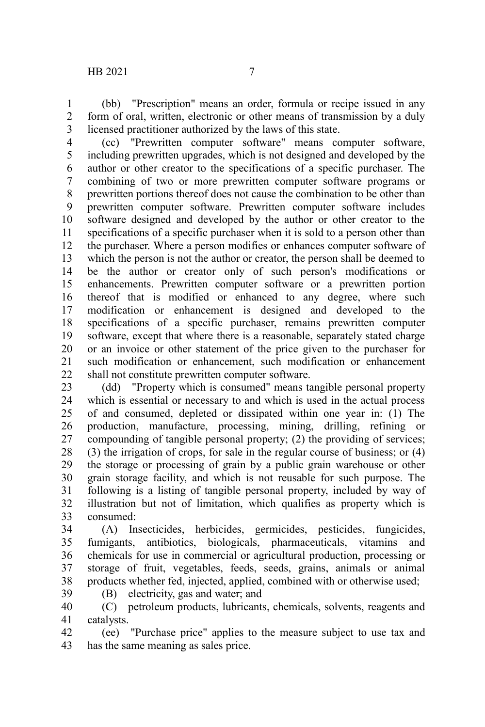(bb) "Prescription" means an order, formula or recipe issued in any form of oral, written, electronic or other means of transmission by a duly licensed practitioner authorized by the laws of this state.

(cc) "Prewritten computer software" means computer software, including prewritten upgrades, which is not designed and developed by the author or other creator to the specifications of a specific purchaser. The combining of two or more prewritten computer software programs or prewritten portions thereof does not cause the combination to be other than prewritten computer software. Prewritten computer software includes software designed and developed by the author or other creator to the specifications of a specific purchaser when it is sold to a person other than the purchaser. Where a person modifies or enhances computer software of which the person is not the author or creator, the person shall be deemed to be the author or creator only of such person's modifications or enhancements. Prewritten computer software or a prewritten portion thereof that is modified or enhanced to any degree, where such modification or enhancement is designed and developed to the specifications of a specific purchaser, remains prewritten computer software, except that where there is a reasonable, separately stated charge or an invoice or other statement of the price given to the purchaser for such modification or enhancement, such modification or enhancement shall not constitute prewritten computer software.

(dd) "Property which is consumed" means tangible personal property which is essential or necessary to and which is used in the actual process of and consumed, depleted or dissipated within one year in: (1) The production, manufacture, processing, mining, drilling, refining or compounding of tangible personal property; (2) the providing of services; (3) the irrigation of crops, for sale in the regular course of business; or (4) the storage or processing of grain by a public grain warehouse or other grain storage facility, and which is not reusable for such purpose. The following is a listing of tangible personal property, included by way of illustration but not of limitation, which qualifies as property which is consumed:

(A) Insecticides, herbicides, germicides, pesticides, fungicides, fumigants, antibiotics, biologicals, pharmaceuticals, vitamins and chemicals for use in commercial or agricultural production, processing or storage of fruit, vegetables, feeds, seeds, grains, animals or animal products whether fed, injected, applied, combined with or otherwise used;

(B) electricity, gas and water; and

(C) petroleum products, lubricants, chemicals, solvents, reagents and catalysts.

(ee) "Purchase price" applies to the measure subject to use tax and has the same meaning as sales price.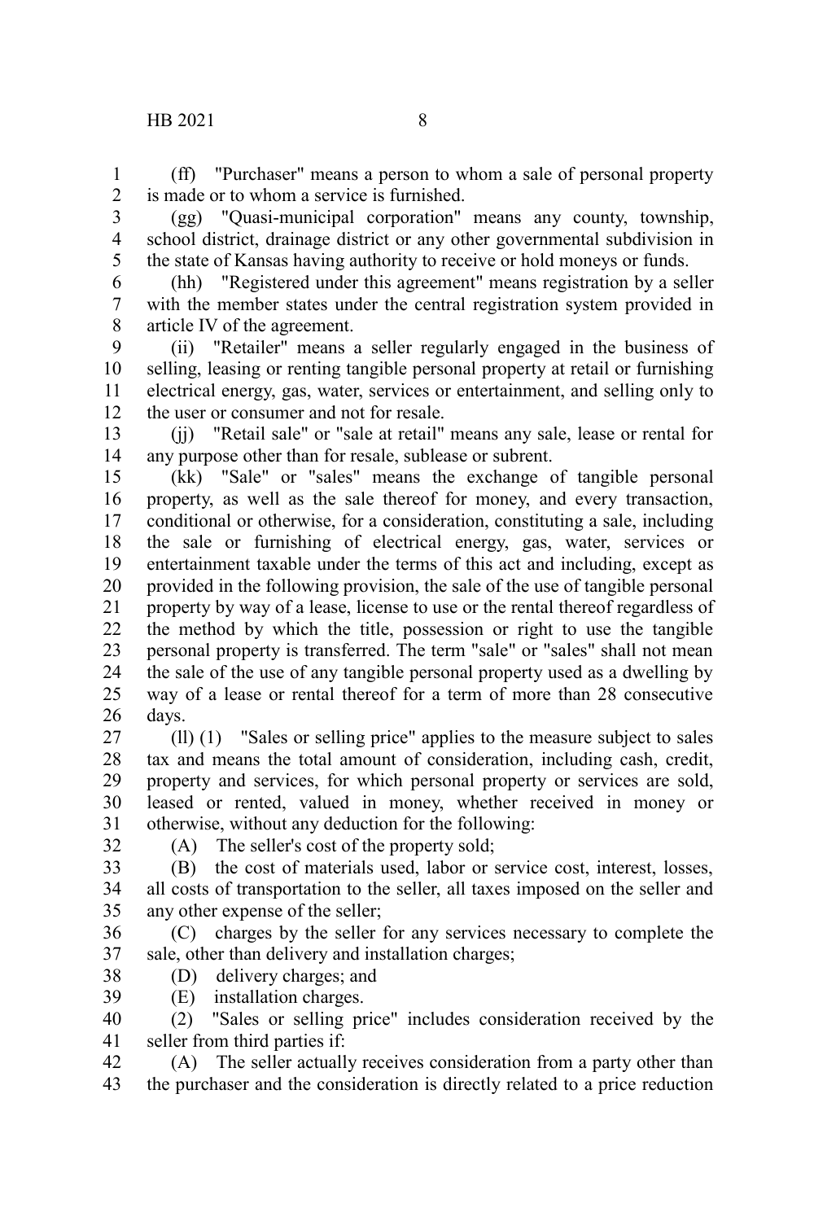(ff) "Purchaser" means a person to whom a sale of personal property is made or to whom a service is furnished.

(gg) "Quasi-municipal corporation" means any county, township, school district, drainage district or any other governmental subdivision in the state of Kansas having authority to receive or hold moneys or funds.

(hh) "Registered under this agreement" means registration by a seller with the member states under the central registration system provided in article IV of the agreement.

(ii) "Retailer" means a seller regularly engaged in the business of selling, leasing or renting tangible personal property at retail or furnishing electrical energy, gas, water, services or entertainment, and selling only to the user or consumer and not for resale.

(jj) "Retail sale" or "sale at retail" means any sale, lease or rental for any purpose other than for resale, sublease or subrent.

(kk) "Sale" or "sales" means the exchange of tangible personal property, as well as the sale thereof for money, and every transaction, conditional or otherwise, for a consideration, constituting a sale, including the sale or furnishing of electrical energy, gas, water, services or entertainment taxable under the terms of this act and including, except as provided in the following provision, the sale of the use of tangible personal property by way of a lease, license to use or the rental thereof regardless of the method by which the title, possession or right to use the tangible personal property is transferred. The term "sale" or "sales" shall not mean the sale of the use of any tangible personal property used as a dwelling by way of a lease or rental thereof for a term of more than 28 consecutive days.

(ll) (1) "Sales or selling price" applies to the measure subject to sales tax and means the total amount of consideration, including cash, credit, property and services, for which personal property or services are sold, leased or rented, valued in money, whether received in money or otherwise, without any deduction for the following:

(A) The seller's cost of the property sold;

(B) the cost of materials used, labor or service cost, interest, losses, all costs of transportation to the seller, all taxes imposed on the seller and any other expense of the seller;

(C) charges by the seller for any services necessary to complete the sale, other than delivery and installation charges;

(D) delivery charges; and

(E) installation charges.

(2) "Sales or selling price" includes consideration received by the seller from third parties if:

(A) The seller actually receives consideration from a party other than the purchaser and the consideration is directly related to a price reduction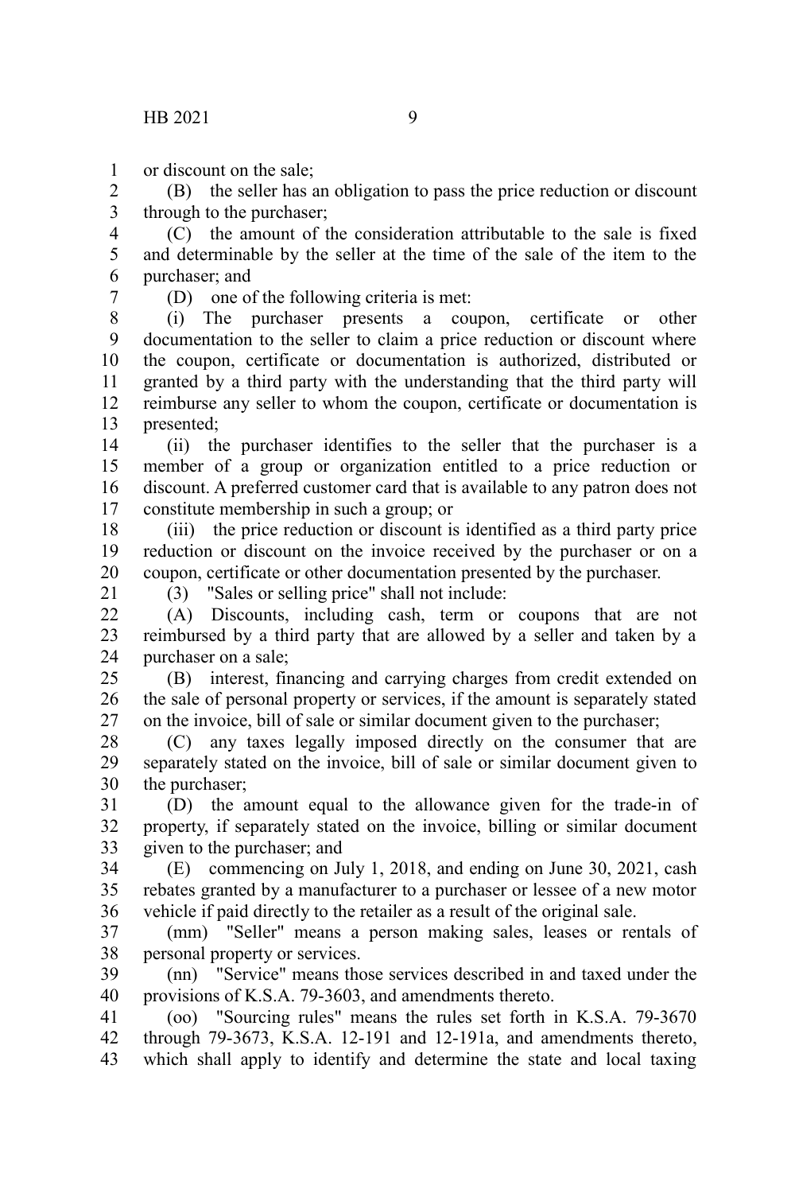or discount on the sale;

(B) the seller has an obligation to pass the price reduction or discount through to the purchaser;

(C) the amount of the consideration attributable to the sale is fixed and determinable by the seller at the time of the sale of the item to the purchaser; and

(D) one of the following criteria is met:

(i) The purchaser presents a coupon, certificate or other documentation to the seller to claim a price reduction or discount where the coupon, certificate or documentation is authorized, distributed or granted by a third party with the understanding that the third party will reimburse any seller to whom the coupon, certificate or documentation is presented;

(ii) the purchaser identifies to the seller that the purchaser is a member of a group or organization entitled to a price reduction or discount. A preferred customer card that is available to any patron does not constitute membership in such a group; or

(iii) the price reduction or discount is identified as a third party price reduction or discount on the invoice received by the purchaser or on a coupon, certificate or other documentation presented by the purchaser.

(3) "Sales or selling price" shall not include:

(A) Discounts, including cash, term or coupons that are not reimbursed by a third party that are allowed by a seller and taken by a purchaser on a sale;

(B) interest, financing and carrying charges from credit extended on the sale of personal property or services, if the amount is separately stated on the invoice, bill of sale or similar document given to the purchaser;

(C) any taxes legally imposed directly on the consumer that are separately stated on the invoice, bill of sale or similar document given to the purchaser;

(D) the amount equal to the allowance given for the trade-in of property, if separately stated on the invoice, billing or similar document given to the purchaser; and

(E) commencing on July 1, 2018, and ending on June 30, 2021, cash rebates granted by a manufacturer to a purchaser or lessee of a new motor vehicle if paid directly to the retailer as a result of the original sale.

(mm) "Seller" means a person making sales, leases or rentals of personal property or services.

(nn) "Service" means those services described in and taxed under the provisions of K.S.A. 79-3603, and amendments thereto.

(oo) "Sourcing rules" means the rules set forth in K.S.A. 79-3670 through 79-3673, K.S.A. 12-191 and 12-191a, and amendments thereto, which shall apply to identify and determine the state and local taxing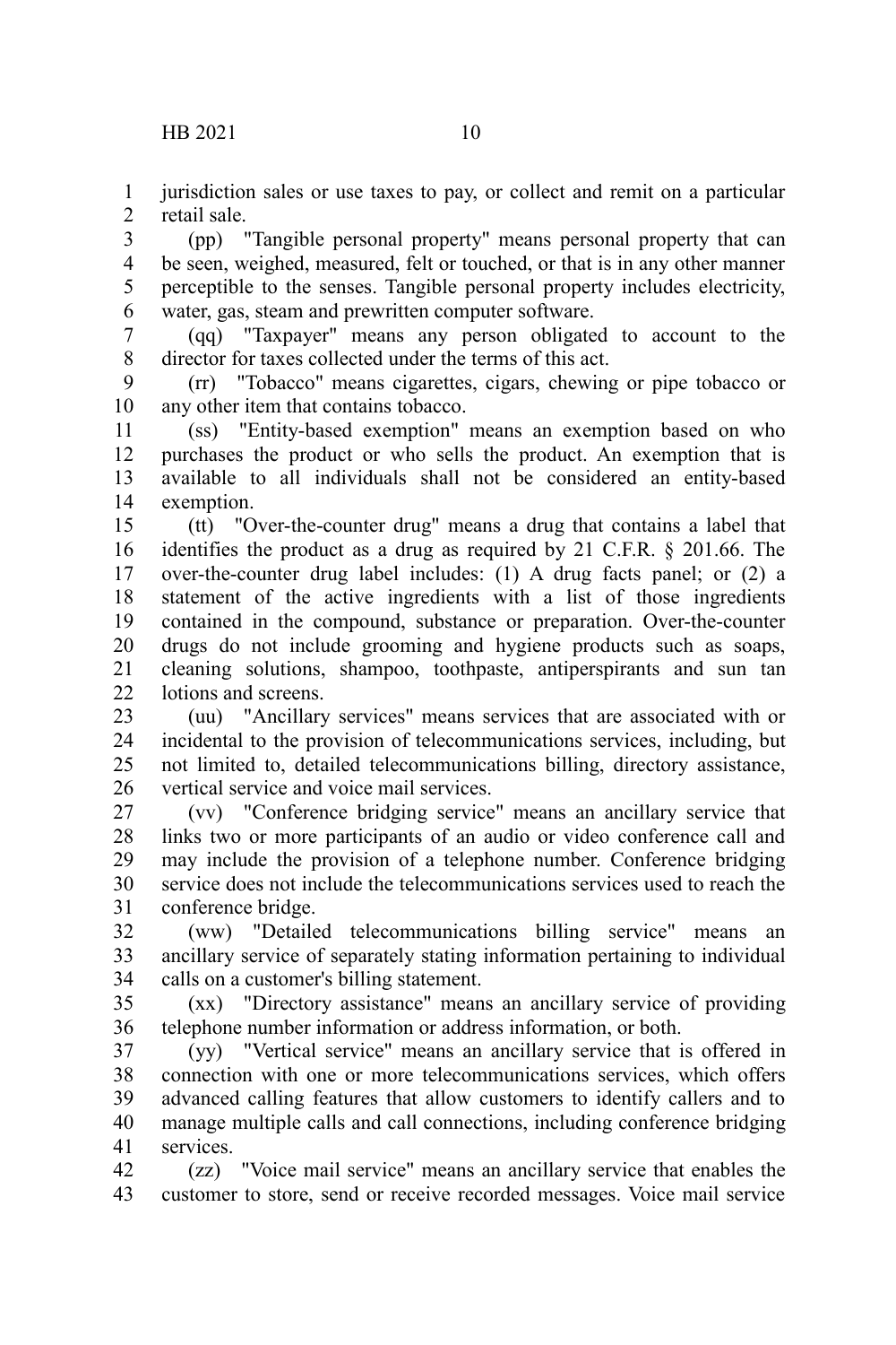jurisdiction sales or use taxes to pay, or collect and remit on a particular retail sale.

(pp) "Tangible personal property" means personal property that can be seen, weighed, measured, felt or touched, or that is in any other manner perceptible to the senses. Tangible personal property includes electricity, water, gas, steam and prewritten computer software.

(qq) "Taxpayer" means any person obligated to account to the director for taxes collected under the terms of this act.

(rr) "Tobacco" means cigarettes, cigars, chewing or pipe tobacco or any other item that contains tobacco.

(ss) "Entity-based exemption" means an exemption based on who purchases the product or who sells the product. An exemption that is available to all individuals shall not be considered an entity-based exemption.

(tt) "Over-the-counter drug" means a drug that contains a label that identifies the product as a drug as required by 21 C.F.R. § 201.66. The over-the-counter drug label includes: (1) A drug facts panel; or (2) a statement of the active ingredients with a list of those ingredients contained in the compound, substance or preparation. Over-the-counter drugs do not include grooming and hygiene products such as soaps, cleaning solutions, shampoo, toothpaste, antiperspirants and sun tan lotions and screens.

(uu) "Ancillary services" means services that are associated with or incidental to the provision of telecommunications services, including, but not limited to, detailed telecommunications billing, directory assistance, vertical service and voice mail services.

(vv) "Conference bridging service" means an ancillary service that links two or more participants of an audio or video conference call and may include the provision of a telephone number. Conference bridging service does not include the telecommunications services used to reach the conference bridge.

(ww) "Detailed telecommunications billing service" means an ancillary service of separately stating information pertaining to individual calls on a customer's billing statement.

(xx) "Directory assistance" means an ancillary service of providing telephone number information or address information, or both.

(yy) "Vertical service" means an ancillary service that is offered in connection with one or more telecommunications services, which offers advanced calling features that allow customers to identify callers and to manage multiple calls and call connections, including conference bridging services.

(zz) "Voice mail service" means an ancillary service that enables the customer to store, send or receive recorded messages. Voice mail service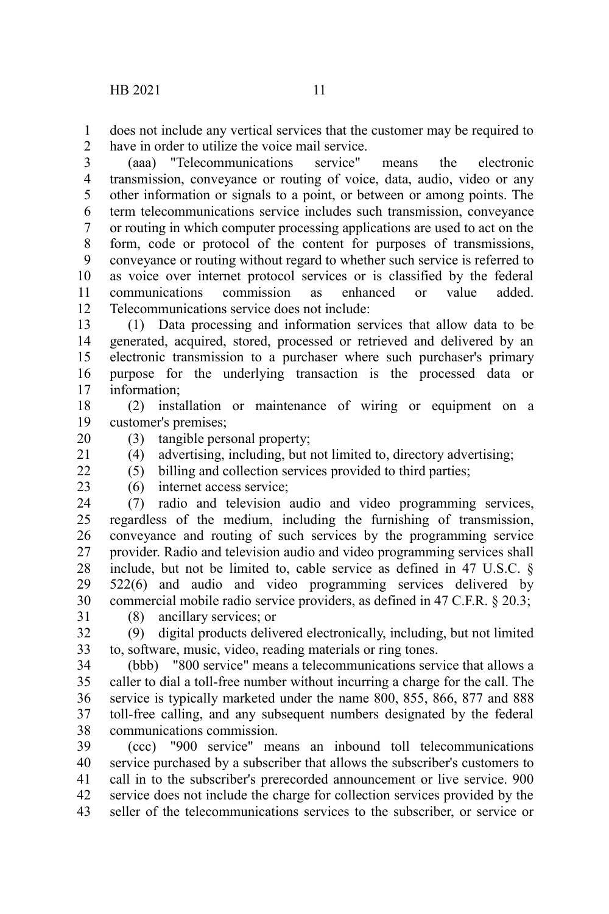does not include any vertical services that the customer may be required to have in order to utilize the voice mail service.

(aaa) "Telecommunications service" means the electronic transmission, conveyance or routing of voice, data, audio, video or any other information or signals to a point, or between or among points. The term telecommunications service includes such transmission, conveyance or routing in which computer processing applications are used to act on the form, code or protocol of the content for purposes of transmissions, conveyance or routing without regard to whether such service is referred to as voice over internet protocol services or is classified by the federal communications commission as enhanced or value added. Telecommunications service does not include:

(1) Data processing and information services that allow data to be generated, acquired, stored, processed or retrieved and delivered by an electronic transmission to a purchaser where such purchaser's primary purpose for the underlying transaction is the processed data or information;

(2) installation or maintenance of wiring or equipment on a customer's premises;

(3) tangible personal property;

(4) advertising, including, but not limited to, directory advertising;

(5) billing and collection services provided to third parties;

(6) internet access service;

(7) radio and television audio and video programming services, regardless of the medium, including the furnishing of transmission, conveyance and routing of such services by the programming service provider. Radio and television audio and video programming services shall include, but not be limited to, cable service as defined in 47 U.S.C. § 522(6) and audio and video programming services delivered by commercial mobile radio service providers, as defined in 47 C.F.R. § 20.3;

(8) ancillary services; or

(9) digital products delivered electronically, including, but not limited to, software, music, video, reading materials or ring tones.

(bbb) "800 service" means a telecommunications service that allows a caller to dial a toll-free number without incurring a charge for the call. The service is typically marketed under the name 800, 855, 866, 877 and 888 toll-free calling, and any subsequent numbers designated by the federal communications commission.

(ccc) "900 service" means an inbound toll telecommunications service purchased by a subscriber that allows the subscriber's customers to call in to the subscriber's prerecorded announcement or live service. 900 service does not include the charge for collection services provided by the seller of the telecommunications services to the subscriber, or service or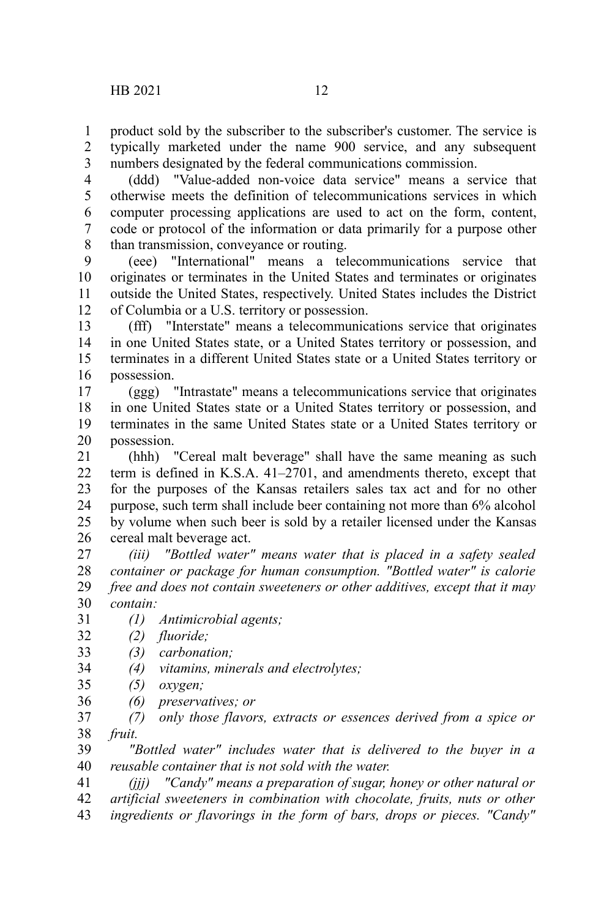product sold by the subscriber to the subscriber's customer. The service is typically marketed under the name 900 service, and any subsequent numbers designated by the federal communications commission.

(ddd) "Value-added non-voice data service" means a service that otherwise meets the definition of telecommunications services in which computer processing applications are used to act on the form, content, code or protocol of the information or data primarily for a purpose other than transmission, conveyance or routing.

(eee) "International" means a telecommunications service that originates or terminates in the United States and terminates or originates outside the United States, respectively. United States includes the District of Columbia or a U.S. territory or possession.

(fff) "Interstate" means a telecommunications service that originates in one United States state, or a United States territory or possession, and terminates in a different United States state or a United States territory or possession.

(ggg) "Intrastate" means a telecommunications service that originates in one United States state or a United States territory or possession, and terminates in the same United States state or a United States territory or possession.

(hhh) "Cereal malt beverage" shall have the same meaning as such term is defined in K.S.A. 41–2701, and amendments thereto, except that for the purposes of the Kansas retailers sales tax act and for no other purpose, such term shall include beer containing not more than 6% alcohol by volume when such beer is sold by a retailer licensed under the Kansas cereal malt beverage act.

*(iii) "Bottled water" means water that is placed in a safety sealed container or package for human consumption. "Bottled water" is calorie free and does not contain sweeteners or other additives, except that it may contain:*

*(1) Antimicrobial agents;*

*(2) fluoride;*

*(3) carbonation;*

*(4) vitamins, minerals and electrolytes;*

*(5) oxygen;*

*(6) preservatives; or*

*(7) only those flavors, extracts or essences derived from a spice or fruit.*

*"Bottled water" includes water that is delivered to the buyer in a reusable container that is not sold with the water.*

*(jjj) "Candy" means a preparation of sugar, honey or other natural or artificial sweeteners in combination with chocolate, fruits, nuts or other ingredients or flavorings in the form of bars, drops or pieces. "Candy"*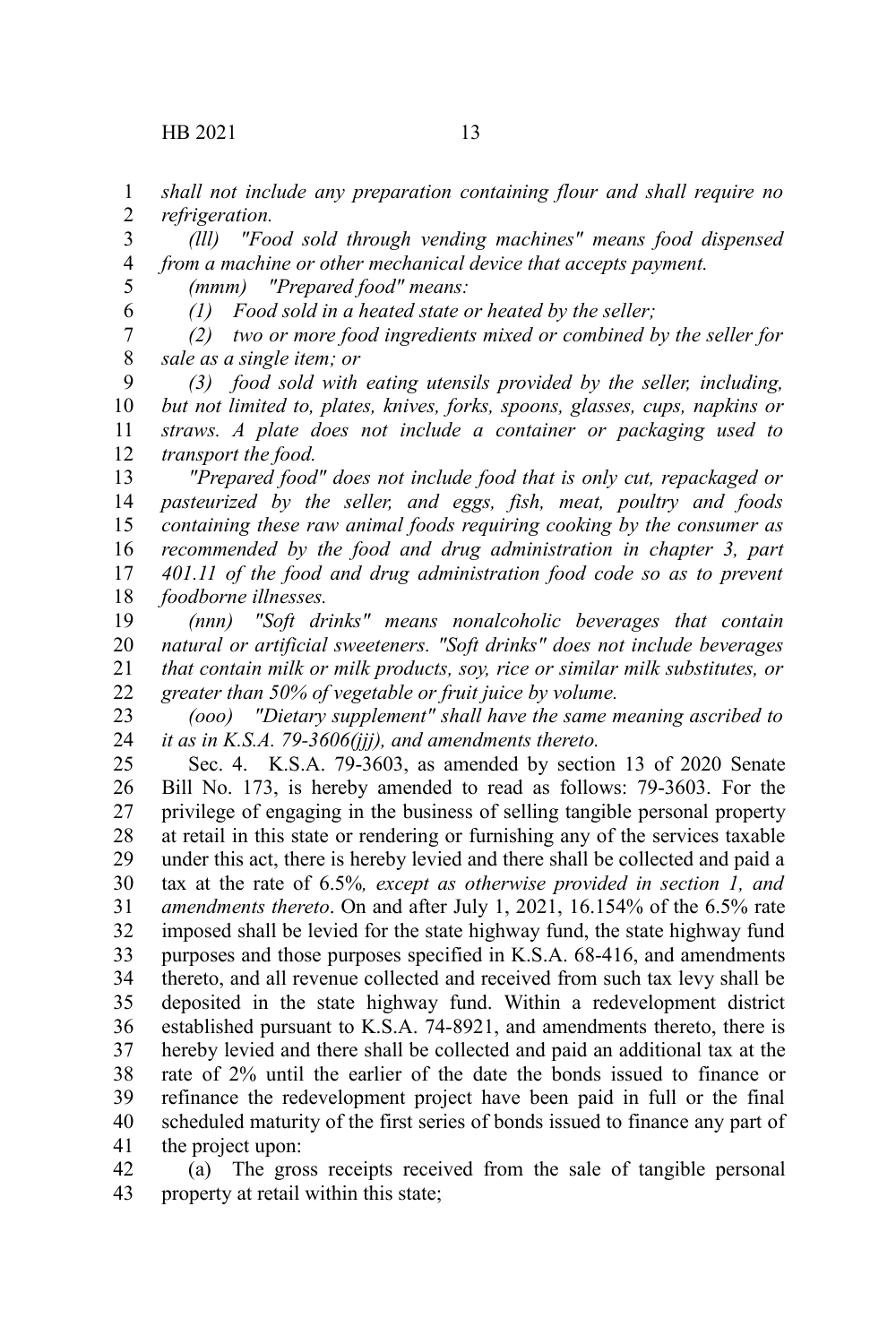*shall not include any preparation containing flour and shall require no refrigeration.*

*(lll) "Food sold through vending machines" means food dispensed from a machine or other mechanical device that accepts payment.*

*(mmm) "Prepared food" means:*

*(1) Food sold in a heated state or heated by the seller;*

*(2) two or more food ingredients mixed or combined by the seller for sale as a single item; or*

*(3) food sold with eating utensils provided by the seller, including, but not limited to, plates, knives, forks, spoons, glasses, cups, napkins or straws. A plate does not include a container or packaging used to transport the food.*

*"Prepared food" does not include food that is only cut, repackaged or pasteurized by the seller, and eggs, fish, meat, poultry and foods containing these raw animal foods requiring cooking by the consumer as recommended by the food and drug administration in chapter 3, part 401.11 of the food and drug administration food code so as to prevent foodborne illnesses.*

*(nnn) "Soft drinks" means nonalcoholic beverages that contain natural or artificial sweeteners. "Soft drinks" does not include beverages that contain milk or milk products, soy, rice or similar milk substitutes, or greater than 50% of vegetable or fruit juice by volume.*

*(ooo) "Dietary supplement" shall have the same meaning ascribed to it as in K.S.A. 79-3606(jjj), and amendments thereto.*

Sec. 4. K.S.A. 79-3603, as amended by section 13 of 2020 Senate Bill No. 173, is hereby amended to read as follows: 79-3603. For the privilege of engaging in the business of selling tangible personal property at retail in this state or rendering or furnishing any of the services taxable under this act, there is hereby levied and there shall be collected and paid a tax at the rate of 6.5%*, except as otherwise provided in section 1, and amendments thereto*. On and after July 1, 2021, 16.154% of the 6.5% rate imposed shall be levied for the state highway fund, the state highway fund purposes and those purposes specified in K.S.A. 68-416, and amendments thereto, and all revenue collected and received from such tax levy shall be deposited in the state highway fund. Within a redevelopment district established pursuant to K.S.A. 74-8921, and amendments thereto, there is hereby levied and there shall be collected and paid an additional tax at the rate of 2% until the earlier of the date the bonds issued to finance or refinance the redevelopment project have been paid in full or the final scheduled maturity of the first series of bonds issued to finance any part of the project upon:

(a) The gross receipts received from the sale of tangible personal property at retail within this state;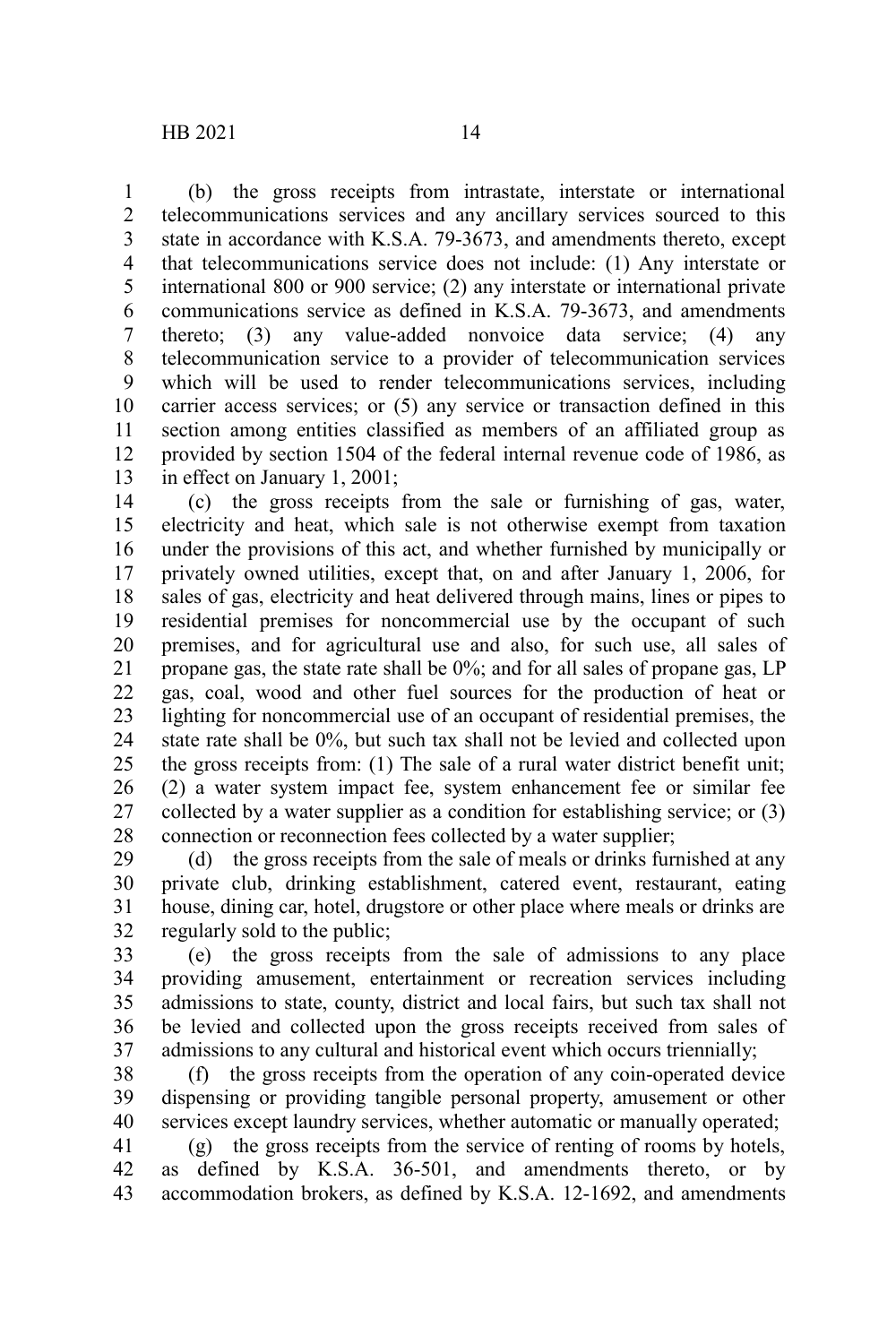(b) the gross receipts from intrastate, interstate or international telecommunications services and any ancillary services sourced to this state in accordance with K.S.A. 79-3673, and amendments thereto, except that telecommunications service does not include: (1) Any interstate or international 800 or 900 service; (2) any interstate or international private communications service as defined in K.S.A. 79-3673, and amendments thereto; (3) any value-added nonvoice data service; (4) any telecommunication service to a provider of telecommunication services which will be used to render telecommunications services, including carrier access services; or (5) any service or transaction defined in this section among entities classified as members of an affiliated group as provided by section 1504 of the federal internal revenue code of 1986, as in effect on January 1, 2001;

(c) the gross receipts from the sale or furnishing of gas, water, electricity and heat, which sale is not otherwise exempt from taxation under the provisions of this act, and whether furnished by municipally or privately owned utilities, except that, on and after January 1, 2006, for sales of gas, electricity and heat delivered through mains, lines or pipes to residential premises for noncommercial use by the occupant of such premises, and for agricultural use and also, for such use, all sales of propane gas, the state rate shall be 0%; and for all sales of propane gas, LP gas, coal, wood and other fuel sources for the production of heat or lighting for noncommercial use of an occupant of residential premises, the state rate shall be 0%, but such tax shall not be levied and collected upon the gross receipts from: (1) The sale of a rural water district benefit unit; (2) a water system impact fee, system enhancement fee or similar fee collected by a water supplier as a condition for establishing service; or (3) connection or reconnection fees collected by a water supplier;

(d) the gross receipts from the sale of meals or drinks furnished at any private club, drinking establishment, catered event, restaurant, eating house, dining car, hotel, drugstore or other place where meals or drinks are regularly sold to the public;

(e) the gross receipts from the sale of admissions to any place providing amusement, entertainment or recreation services including admissions to state, county, district and local fairs, but such tax shall not be levied and collected upon the gross receipts received from sales of admissions to any cultural and historical event which occurs triennially;

(f) the gross receipts from the operation of any coin-operated device dispensing or providing tangible personal property, amusement or other services except laundry services, whether automatic or manually operated;

(g) the gross receipts from the service of renting of rooms by hotels, as defined by K.S.A. 36-501, and amendments thereto, or by accommodation brokers, as defined by K.S.A. 12-1692, and amendments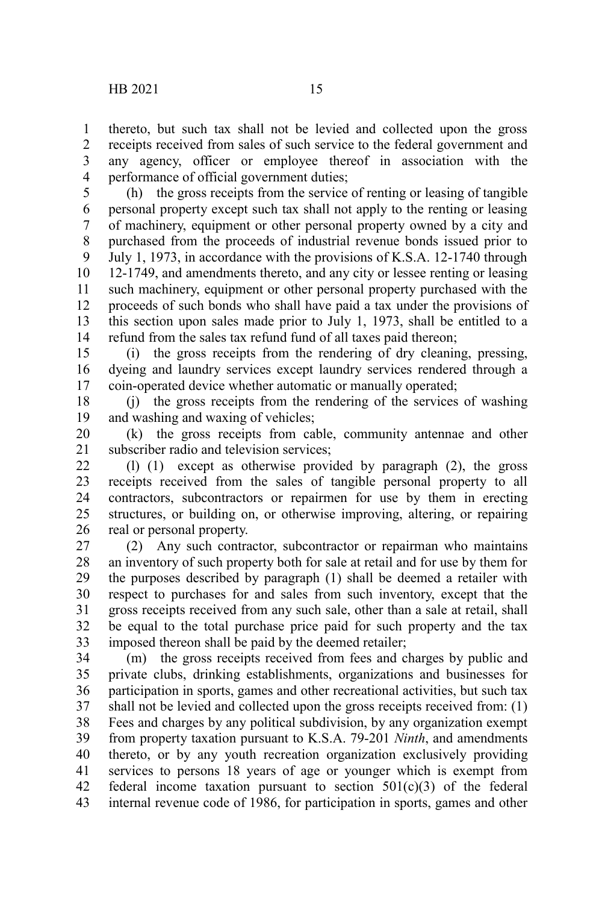thereto, but such tax shall not be levied and collected upon the gross receipts received from sales of such service to the federal government and any agency, officer or employee thereof in association with the performance of official government duties;

(h) the gross receipts from the service of renting or leasing of tangible personal property except such tax shall not apply to the renting or leasing of machinery, equipment or other personal property owned by a city and purchased from the proceeds of industrial revenue bonds issued prior to July 1, 1973, in accordance with the provisions of K.S.A. 12-1740 through 12-1749, and amendments thereto, and any city or lessee renting or leasing such machinery, equipment or other personal property purchased with the proceeds of such bonds who shall have paid a tax under the provisions of this section upon sales made prior to July 1, 1973, shall be entitled to a refund from the sales tax refund fund of all taxes paid thereon;

(i) the gross receipts from the rendering of dry cleaning, pressing, dyeing and laundry services except laundry services rendered through a coin-operated device whether automatic or manually operated;

(j) the gross receipts from the rendering of the services of washing and washing and waxing of vehicles;

(k) the gross receipts from cable, community antennae and other subscriber radio and television services;

(l) (1) except as otherwise provided by paragraph (2), the gross receipts received from the sales of tangible personal property to all contractors, subcontractors or repairmen for use by them in erecting structures, or building on, or otherwise improving, altering, or repairing real or personal property.

(2) Any such contractor, subcontractor or repairman who maintains an inventory of such property both for sale at retail and for use by them for the purposes described by paragraph (1) shall be deemed a retailer with respect to purchases for and sales from such inventory, except that the gross receipts received from any such sale, other than a sale at retail, shall be equal to the total purchase price paid for such property and the tax imposed thereon shall be paid by the deemed retailer;

(m) the gross receipts received from fees and charges by public and private clubs, drinking establishments, organizations and businesses for participation in sports, games and other recreational activities, but such tax shall not be levied and collected upon the gross receipts received from: (1) Fees and charges by any political subdivision, by any organization exempt from property taxation pursuant to K.S.A. 79-201 *Ninth*, and amendments thereto, or by any youth recreation organization exclusively providing services to persons 18 years of age or younger which is exempt from federal income taxation pursuant to section 501(c)(3) of the federal internal revenue code of 1986, for participation in sports, games and other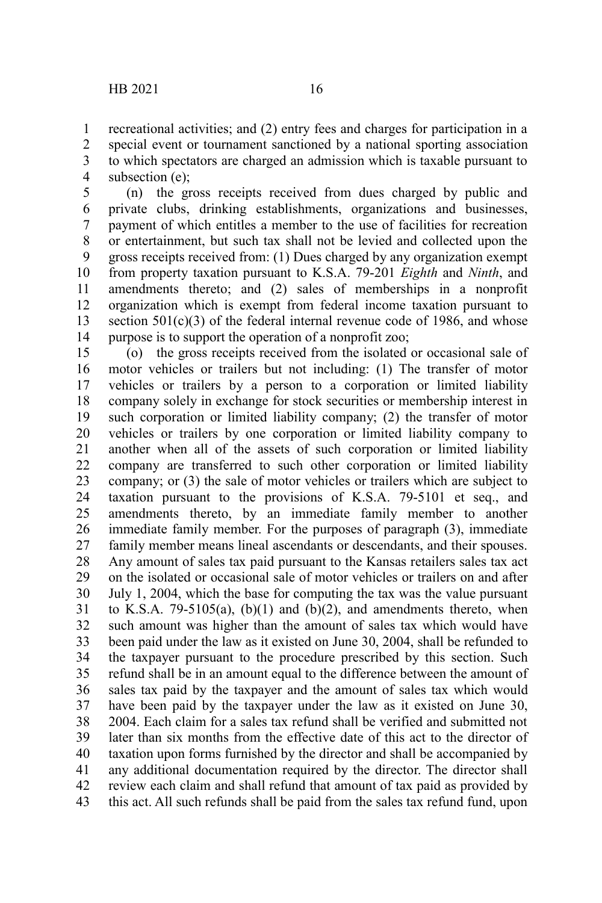recreational activities; and (2) entry fees and charges for participation in a special event or tournament sanctioned by a national sporting association to which spectators are charged an admission which is taxable pursuant to subsection (e);

(n) the gross receipts received from dues charged by public and private clubs, drinking establishments, organizations and businesses, payment of which entitles a member to the use of facilities for recreation or entertainment, but such tax shall not be levied and collected upon the gross receipts received from: (1) Dues charged by any organization exempt from property taxation pursuant to K.S.A. 79-201 *Eighth* and *Ninth*, and amendments thereto; and (2) sales of memberships in a nonprofit organization which is exempt from federal income taxation pursuant to section 501(c)(3) of the federal internal revenue code of 1986, and whose purpose is to support the operation of a nonprofit zoo;

(o) the gross receipts received from the isolated or occasional sale of motor vehicles or trailers but not including: (1) The transfer of motor vehicles or trailers by a person to a corporation or limited liability company solely in exchange for stock securities or membership interest in such corporation or limited liability company; (2) the transfer of motor vehicles or trailers by one corporation or limited liability company to another when all of the assets of such corporation or limited liability company are transferred to such other corporation or limited liability company; or (3) the sale of motor vehicles or trailers which are subject to taxation pursuant to the provisions of K.S.A. 79-5101 et seq., and amendments thereto, by an immediate family member to another immediate family member. For the purposes of paragraph (3), immediate family member means lineal ascendants or descendants, and their spouses. Any amount of sales tax paid pursuant to the Kansas retailers sales tax act on the isolated or occasional sale of motor vehicles or trailers on and after July 1, 2004, which the base for computing the tax was the value pursuant to K.S.A. 79-5105(a), (b)(1) and (b)(2), and amendments thereto, when such amount was higher than the amount of sales tax which would have been paid under the law as it existed on June 30, 2004, shall be refunded to the taxpayer pursuant to the procedure prescribed by this section. Such refund shall be in an amount equal to the difference between the amount of sales tax paid by the taxpayer and the amount of sales tax which would have been paid by the taxpayer under the law as it existed on June 30, 2004. Each claim for a sales tax refund shall be verified and submitted not later than six months from the effective date of this act to the director of taxation upon forms furnished by the director and shall be accompanied by any additional documentation required by the director. The director shall review each claim and shall refund that amount of tax paid as provided by this act. All such refunds shall be paid from the sales tax refund fund, upon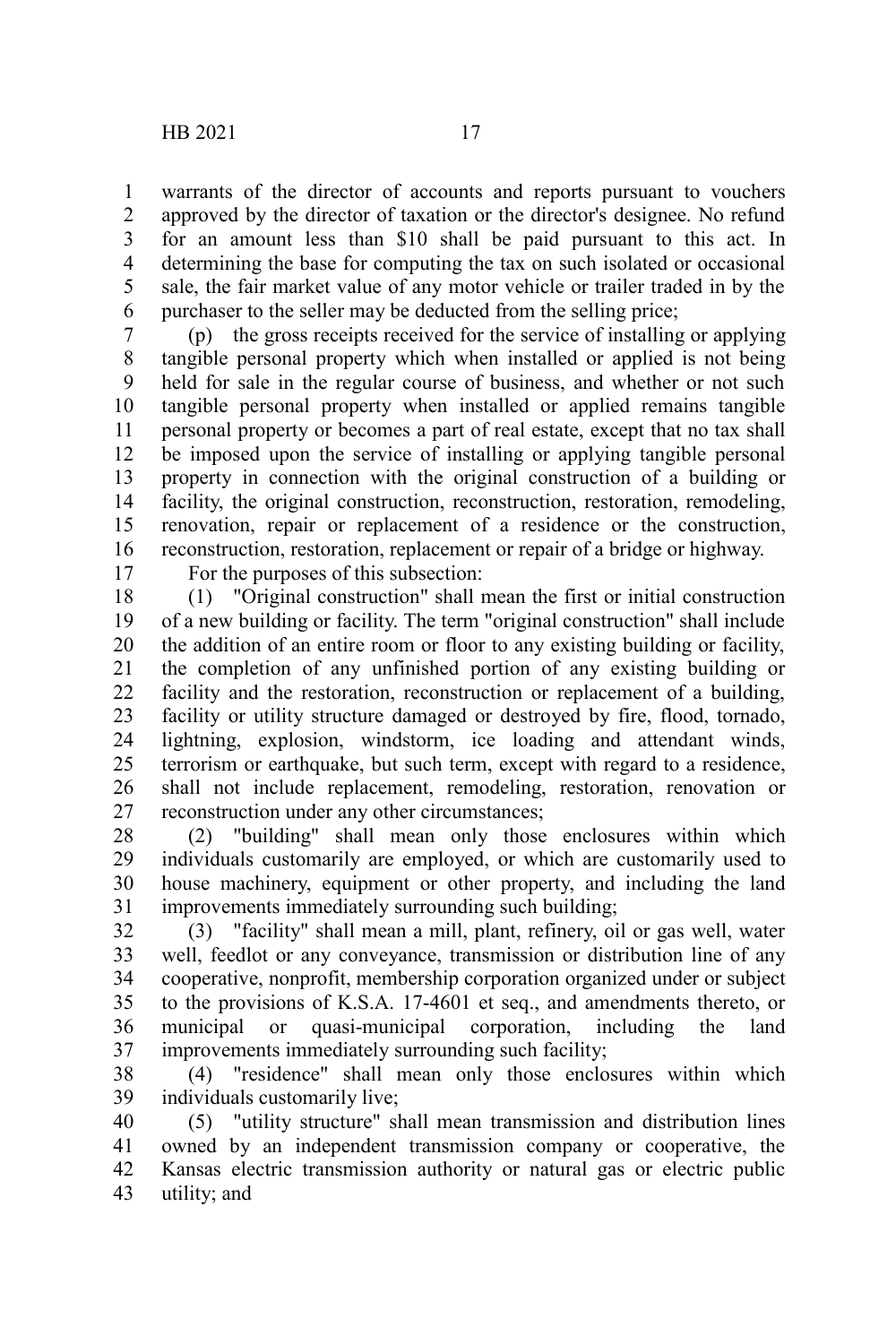warrants of the director of accounts and reports pursuant to vouchers approved by the director of taxation or the director's designee. No refund for an amount less than $10 shall be paid pursuant to this act. In determining the base for computing the tax on such isolated or occasional sale, the fair market value of any motor vehicle or trailer traded in by the purchaser to the seller may be deducted from the selling price;

(p) the gross receipts received for the service of installing or applying tangible personal property which when installed or applied is not being held for sale in the regular course of business, and whether or not such tangible personal property when installed or applied remains tangible personal property or becomes a part of real estate, except that no tax shall be imposed upon the service of installing or applying tangible personal property in connection with the original construction of a building or facility, the original construction, reconstruction, restoration, remodeling, renovation, repair or replacement of a residence or the construction, reconstruction, restoration, replacement or repair of a bridge or highway.

For the purposes of this subsection:

(1) "Original construction" shall mean the first or initial construction of a new building or facility. The term "original construction" shall include the addition of an entire room or floor to any existing building or facility, the completion of any unfinished portion of any existing building or facility and the restoration, reconstruction or replacement of a building, facility or utility structure damaged or destroyed by fire, flood, tornado, lightning, explosion, windstorm, ice loading and attendant winds, terrorism or earthquake, but such term, except with regard to a residence, shall not include replacement, remodeling, restoration, renovation or reconstruction under any other circumstances;

(2) "building" shall mean only those enclosures within which individuals customarily are employed, or which are customarily used to house machinery, equipment or other property, and including the land improvements immediately surrounding such building;

(3) "facility" shall mean a mill, plant, refinery, oil or gas well, water well, feedlot or any conveyance, transmission or distribution line of any cooperative, nonprofit, membership corporation organized under or subject to the provisions of K.S.A. 17-4601 et seq., and amendments thereto, or municipal or quasi-municipal corporation, including the land improvements immediately surrounding such facility;

(4) "residence" shall mean only those enclosures within which individuals customarily live;

(5) "utility structure" shall mean transmission and distribution lines owned by an independent transmission company or cooperative, the Kansas electric transmission authority or natural gas or electric public utility; and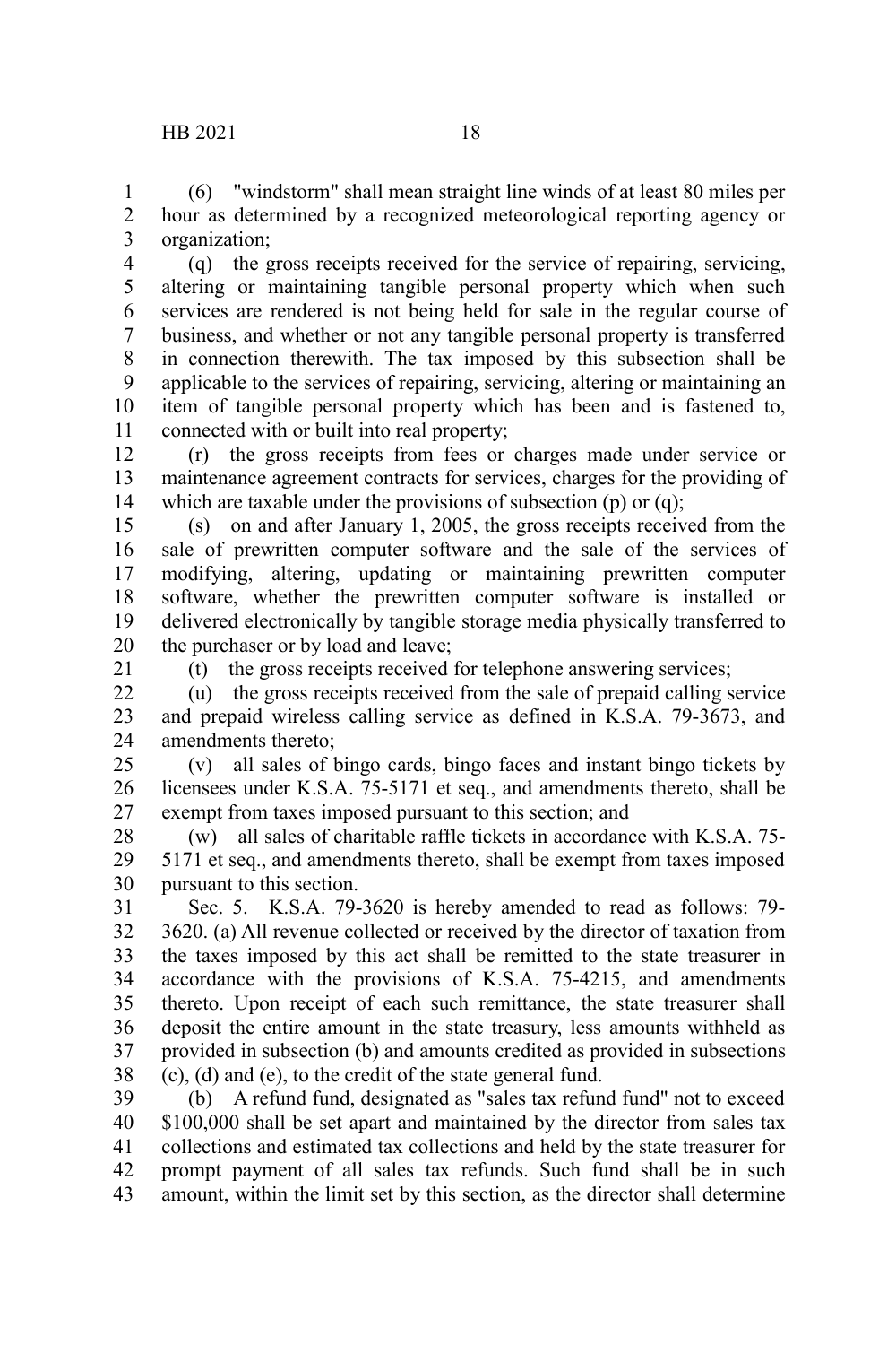(6) "windstorm" shall mean straight line winds of at least 80 miles per hour as determined by a recognized meteorological reporting agency or organization;

(q) the gross receipts received for the service of repairing, servicing, altering or maintaining tangible personal property which when such services are rendered is not being held for sale in the regular course of business, and whether or not any tangible personal property is transferred in connection therewith. The tax imposed by this subsection shall be applicable to the services of repairing, servicing, altering or maintaining an item of tangible personal property which has been and is fastened to, connected with or built into real property;

(r) the gross receipts from fees or charges made under service or maintenance agreement contracts for services, charges for the providing of which are taxable under the provisions of subsection (p) or (q);

(s) on and after January 1, 2005, the gross receipts received from the sale of prewritten computer software and the sale of the services of modifying, altering, updating or maintaining prewritten computer software, whether the prewritten computer software is installed or delivered electronically by tangible storage media physically transferred to the purchaser or by load and leave;

(t) the gross receipts received for telephone answering services;

(u) the gross receipts received from the sale of prepaid calling service and prepaid wireless calling service as defined in K.S.A. 79-3673, and amendments thereto;

(v) all sales of bingo cards, bingo faces and instant bingo tickets by licensees under K.S.A. 75-5171 et seq., and amendments thereto, shall be exempt from taxes imposed pursuant to this section; and

(w) all sales of charitable raffle tickets in accordance with K.S.A. 75-5171 et seq., and amendments thereto, shall be exempt from taxes imposed pursuant to this section.

Sec. 5. K.S.A. 79-3620 is hereby amended to read as follows: 79-3620. (a) All revenue collected or received by the director of taxation from the taxes imposed by this act shall be remitted to the state treasurer in accordance with the provisions of K.S.A. 75-4215, and amendments thereto. Upon receipt of each such remittance, the state treasurer shall deposit the entire amount in the state treasury, less amounts withheld as provided in subsection (b) and amounts credited as provided in subsections (c), (d) and (e), to the credit of the state general fund.

(b) A refund fund, designated as "sales tax refund fund" not to exceed $100,000 shall be set apart and maintained by the director from sales tax collections and estimated tax collections and held by the state treasurer for prompt payment of all sales tax refunds. Such fund shall be in such amount, within the limit set by this section, as the director shall determine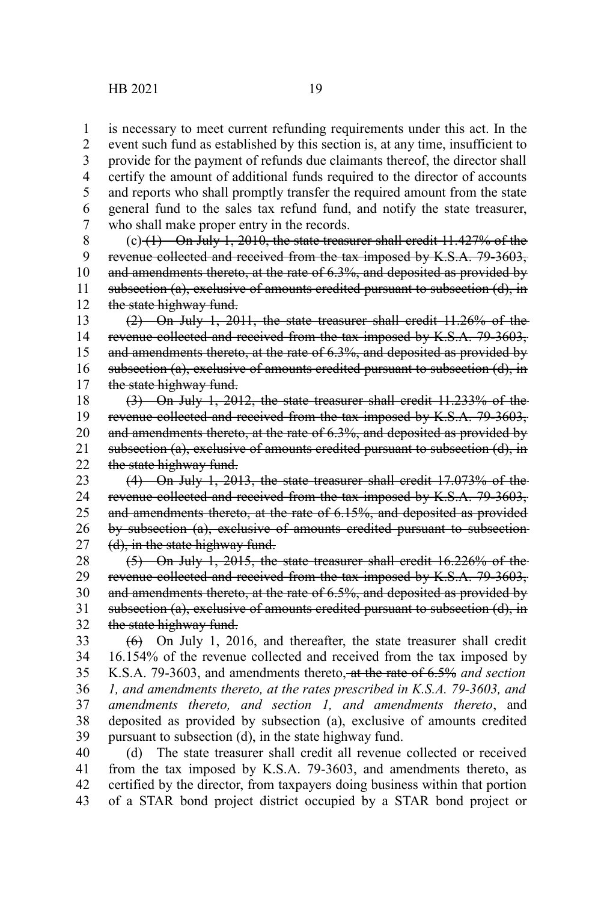is necessary to meet current refunding requirements under this act. In the event such fund as established by this section is, at any time, insufficient to provide for the payment of refunds due claimants thereof, the director shall certify the amount of additional funds required to the director of accounts and reports who shall promptly transfer the required amount from the state general fund to the sales tax refund fund, and notify the state treasurer, who shall make proper entry in the records.

(c) ~~(1) On July 1, 2010, the state treasurer shall credit 11.427% of the revenue collected and received from the tax imposed by K.S.A. 79-3603, and amendments thereto, at the rate of 6.3%, and deposited as provided by subsection (a), exclusive of amounts credited pursuant to subsection (d), in the state highway fund.~~

~~(2) On July 1, 2011, the state treasurer shall credit 11.26% of the revenue collected and received from the tax imposed by K.S.A. 79-3603, and amendments thereto, at the rate of 6.3%, and deposited as provided by subsection (a), exclusive of amounts credited pursuant to subsection (d), in the state highway fund.~~

~~(3) On July 1, 2012, the state treasurer shall credit 11.233% of the revenue collected and received from the tax imposed by K.S.A. 79-3603, and amendments thereto, at the rate of 6.3%, and deposited as provided by subsection (a), exclusive of amounts credited pursuant to subsection (d), in the state highway fund.~~

~~(4) On July 1, 2013, the state treasurer shall credit 17.073% of the revenue collected and received from the tax imposed by K.S.A. 79-3603, and amendments thereto, at the rate of 6.15%, and deposited as provided by subsection (a), exclusive of amounts credited pursuant to subsection (d), in the state highway fund.~~

~~(5) On July 1, 2015, the state treasurer shall credit 16.226% of the revenue collected and received from the tax imposed by K.S.A. 79-3603, and amendments thereto, at the rate of 6.5%, and deposited as provided by subsection (a), exclusive of amounts credited pursuant to subsection (d), in the state highway fund.~~

~~(6)~~ On July 1, 2016, and thereafter, the state treasurer shall credit 16.154% of the revenue collected and received from the tax imposed by K.S.A. 79-3603, and amendments thereto~~, at the rate of 6.5%~~ *and section 1, and amendments thereto, at the rates prescribed in K.S.A. 79-3603, and amendments thereto, and section 1, and amendments thereto*, and deposited as provided by subsection (a), exclusive of amounts credited pursuant to subsection (d), in the state highway fund.

(d) The state treasurer shall credit all revenue collected or received from the tax imposed by K.S.A. 79-3603, and amendments thereto, as certified by the director, from taxpayers doing business within that portion of a STAR bond project district occupied by a STAR bond project or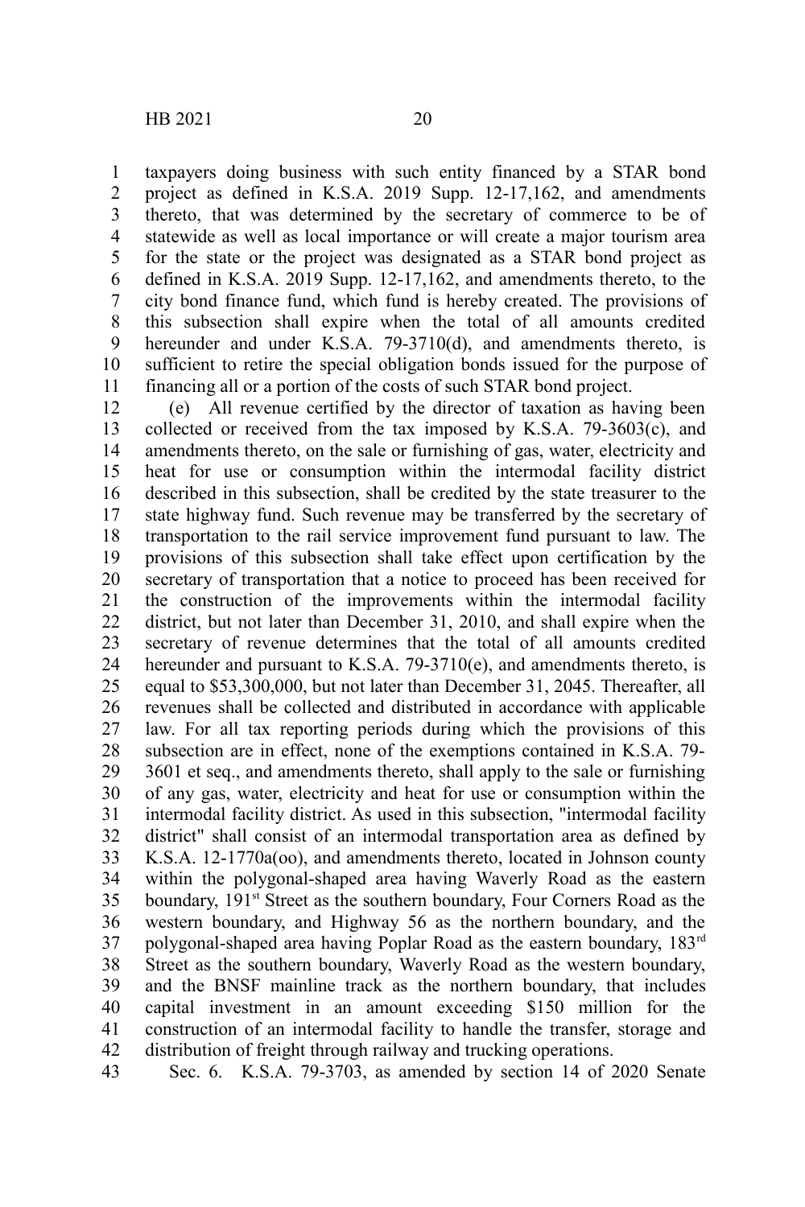taxpayers doing business with such entity financed by a STAR bond project as defined in K.S.A. 2019 Supp. 12-17,162, and amendments thereto, that was determined by the secretary of commerce to be of statewide as well as local importance or will create a major tourism area for the state or the project was designated as a STAR bond project as defined in K.S.A. 2019 Supp. 12-17,162, and amendments thereto, to the city bond finance fund, which fund is hereby created. The provisions of this subsection shall expire when the total of all amounts credited hereunder and under K.S.A. 79-3710(d), and amendments thereto, is sufficient to retire the special obligation bonds issued for the purpose of financing all or a portion of the costs of such STAR bond project.

(e) All revenue certified by the director of taxation as having been collected or received from the tax imposed by K.S.A. 79-3603(c), and amendments thereto, on the sale or furnishing of gas, water, electricity and heat for use or consumption within the intermodal facility district described in this subsection, shall be credited by the state treasurer to the state highway fund. Such revenue may be transferred by the secretary of transportation to the rail service improvement fund pursuant to law. The provisions of this subsection shall take effect upon certification by the secretary of transportation that a notice to proceed has been received for the construction of the improvements within the intermodal facility district, but not later than December 31, 2010, and shall expire when the secretary of revenue determines that the total of all amounts credited hereunder and pursuant to K.S.A. 79-3710(e), and amendments thereto, is equal to $53,300,000, but not later than December 31, 2045. Thereafter, all revenues shall be collected and distributed in accordance with applicable law. For all tax reporting periods during which the provisions of this subsection are in effect, none of the exemptions contained in K.S.A. 79-3601 et seq., and amendments thereto, shall apply to the sale or furnishing of any gas, water, electricity and heat for use or consumption within the intermodal facility district. As used in this subsection, "intermodal facility district" shall consist of an intermodal transportation area as defined by K.S.A. 12-1770a(oo), and amendments thereto, located in Johnson county within the polygonal-shaped area having Waverly Road as the eastern boundary, 191st Street as the southern boundary, Four Corners Road as the western boundary, and Highway 56 as the northern boundary, and the polygonal-shaped area having Poplar Road as the eastern boundary, 183rd Street as the southern boundary, Waverly Road as the western boundary, and the BNSF mainline track as the northern boundary, that includes capital investment in an amount exceeding $150 million for the construction of an intermodal facility to handle the transfer, storage and distribution of freight through railway and trucking operations.

Sec. 6. K.S.A. 79-3703, as amended by section 14 of 2020 Senate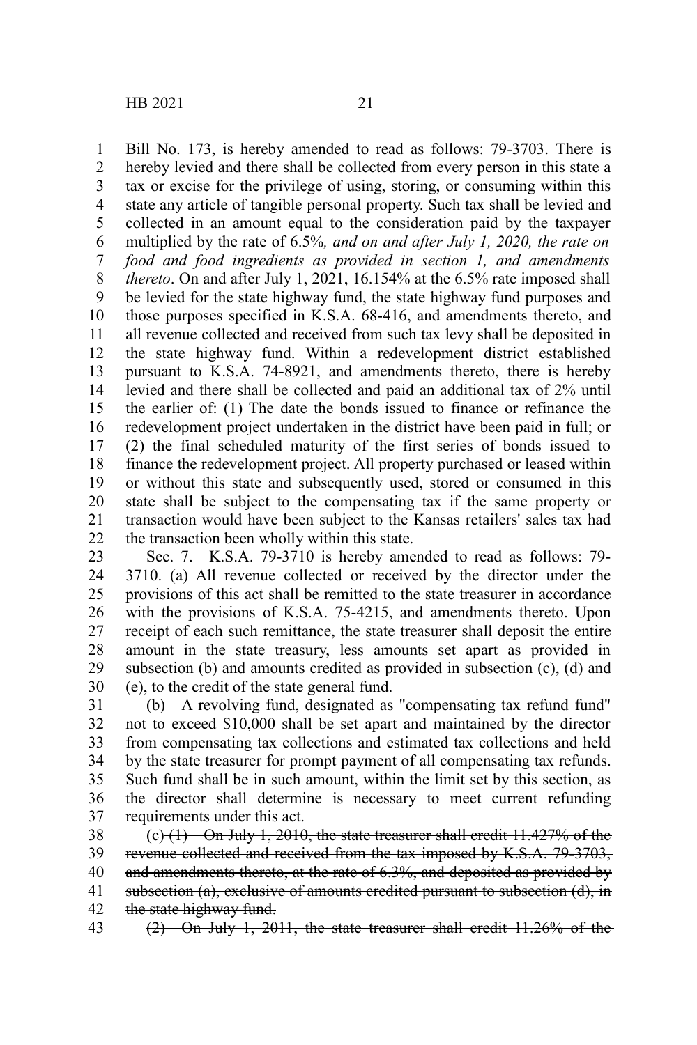Bill No. 173, is hereby amended to read as follows: 79-3703. There is hereby levied and there shall be collected from every person in this state a tax or excise for the privilege of using, storing, or consuming within this state any article of tangible personal property. Such tax shall be levied and collected in an amount equal to the consideration paid by the taxpayer multiplied by the rate of 6.5%*, and on and after July 1, 2020, the rate on food and food ingredients as provided in section 1, and amendments thereto*. On and after July 1, 2021, 16.154% at the 6.5% rate imposed shall be levied for the state highway fund, the state highway fund purposes and those purposes specified in K.S.A. 68-416, and amendments thereto, and all revenue collected and received from such tax levy shall be deposited in the state highway fund. Within a redevelopment district established pursuant to K.S.A. 74-8921, and amendments thereto, there is hereby levied and there shall be collected and paid an additional tax of 2% until the earlier of: (1) The date the bonds issued to finance or refinance the redevelopment project undertaken in the district have been paid in full; or (2) the final scheduled maturity of the first series of bonds issued to finance the redevelopment project. All property purchased or leased within or without this state and subsequently used, stored or consumed in this state shall be subject to the compensating tax if the same property or transaction would have been subject to the Kansas retailers' sales tax had the transaction been wholly within this state.

Sec. 7. K.S.A. 79-3710 is hereby amended to read as follows: 79-3710. (a) All revenue collected or received by the director under the provisions of this act shall be remitted to the state treasurer in accordance with the provisions of K.S.A. 75-4215, and amendments thereto. Upon receipt of each such remittance, the state treasurer shall deposit the entire amount in the state treasury, less amounts set apart as provided in subsection (b) and amounts credited as provided in subsection (c), (d) and (e), to the credit of the state general fund.

(b) A revolving fund, designated as "compensating tax refund fund" not to exceed $10,000 shall be set apart and maintained by the director from compensating tax collections and estimated tax collections and held by the state treasurer for prompt payment of all compensating tax refunds. Such fund shall be in such amount, within the limit set by this section, as the director shall determine is necessary to meet current refunding requirements under this act.

(c) ~~(1) On July 1, 2010, the state treasurer shall credit 11.427% of the revenue collected and received from the tax imposed by K.S.A. 79-3703, and amendments thereto, at the rate of 6.3%, and deposited as provided by subsection (a), exclusive of amounts credited pursuant to subsection (d), in the state highway fund.~~

~~(2) On July 1, 2011, the state treasurer shall credit 11.26% of the~~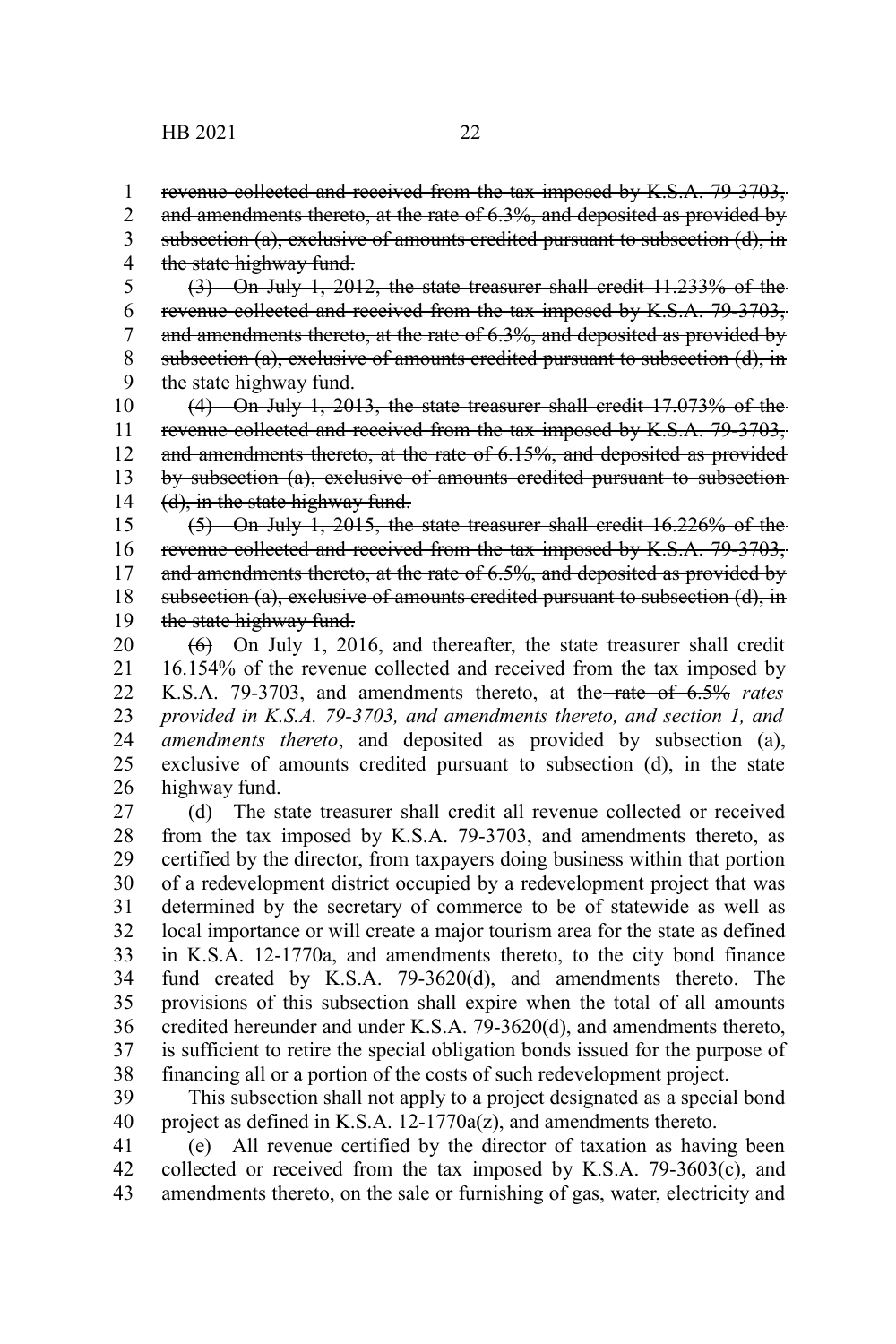~~revenue collected and received from the tax imposed by K.S.A. 79-3703, and amendments thereto, at the rate of 6.3%, and deposited as provided by subsection (a), exclusive of amounts credited pursuant to subsection (d), in the state highway fund.~~

~~(3) On July 1, 2012, the state treasurer shall credit 11.233% of the revenue collected and received from the tax imposed by K.S.A. 79-3703, and amendments thereto, at the rate of 6.3%, and deposited as provided by subsection (a), exclusive of amounts credited pursuant to subsection (d), in the state highway fund.~~

~~(4) On July 1, 2013, the state treasurer shall credit 17.073% of the revenue collected and received from the tax imposed by K.S.A. 79-3703, and amendments thereto, at the rate of 6.15%, and deposited as provided by subsection (a), exclusive of amounts credited pursuant to subsection (d), in the state highway fund.~~

~~(5) On July 1, 2015, the state treasurer shall credit 16.226% of the revenue collected and received from the tax imposed by K.S.A. 79-3703, and amendments thereto, at the rate of 6.5%, and deposited as provided by subsection (a), exclusive of amounts credited pursuant to subsection (d), in the state highway fund.~~

~~(6)~~ On July 1, 2016, and thereafter, the state treasurer shall credit 16.154% of the revenue collected and received from the tax imposed by K.S.A. 79-3703, and amendments thereto, at the ~~rate of 6.5%~~ *rates provided in K.S.A. 79-3703, and amendments thereto, and section 1, and amendments thereto*, and deposited as provided by subsection (a), exclusive of amounts credited pursuant to subsection (d), in the state highway fund.

(d) The state treasurer shall credit all revenue collected or received from the tax imposed by K.S.A. 79-3703, and amendments thereto, as certified by the director, from taxpayers doing business within that portion of a redevelopment district occupied by a redevelopment project that was determined by the secretary of commerce to be of statewide as well as local importance or will create a major tourism area for the state as defined in K.S.A. 12-1770a, and amendments thereto, to the city bond finance fund created by K.S.A. 79-3620(d), and amendments thereto. The provisions of this subsection shall expire when the total of all amounts credited hereunder and under K.S.A. 79-3620(d), and amendments thereto, is sufficient to retire the special obligation bonds issued for the purpose of financing all or a portion of the costs of such redevelopment project.

This subsection shall not apply to a project designated as a special bond project as defined in K.S.A. 12-1770a(z), and amendments thereto.

(e) All revenue certified by the director of taxation as having been collected or received from the tax imposed by K.S.A. 79-3603(c), and amendments thereto, on the sale or furnishing of gas, water, electricity and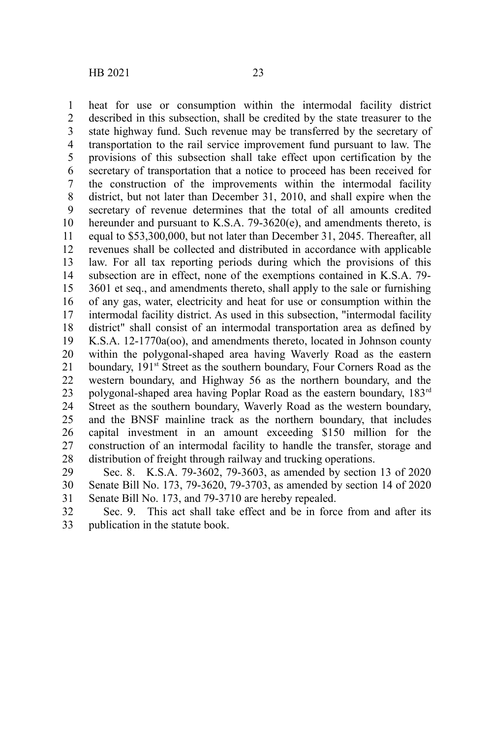heat for use or consumption within the intermodal facility district described in this subsection, shall be credited by the state treasurer to the state highway fund. Such revenue may be transferred by the secretary of transportation to the rail service improvement fund pursuant to law. The provisions of this subsection shall take effect upon certification by the secretary of transportation that a notice to proceed has been received for the construction of the improvements within the intermodal facility district, but not later than December 31, 2010, and shall expire when the secretary of revenue determines that the total of all amounts credited hereunder and pursuant to K.S.A. 79-3620(e), and amendments thereto, is equal to $53,300,000, but not later than December 31, 2045. Thereafter, all revenues shall be collected and distributed in accordance with applicable law. For all tax reporting periods during which the provisions of this subsection are in effect, none of the exemptions contained in K.S.A. 79-3601 et seq., and amendments thereto, shall apply to the sale or furnishing of any gas, water, electricity and heat for use or consumption within the intermodal facility district. As used in this subsection, "intermodal facility district" shall consist of an intermodal transportation area as defined by K.S.A. 12-1770a(oo), and amendments thereto, located in Johnson county within the polygonal-shaped area having Waverly Road as the eastern boundary, 191st Street as the southern boundary, Four Corners Road as the western boundary, and Highway 56 as the northern boundary, and the polygonal-shaped area having Poplar Road as the eastern boundary, 183rd Street as the southern boundary, Waverly Road as the western boundary, and the BNSF mainline track as the northern boundary, that includes capital investment in an amount exceeding $150 million for the construction of an intermodal facility to handle the transfer, storage and distribution of freight through railway and trucking operations.

Sec. 8. K.S.A. 79-3602, 79-3603, as amended by section 13 of 2020 Senate Bill No. 173, 79-3620, 79-3703, as amended by section 14 of 2020 Senate Bill No. 173, and 79-3710 are hereby repealed.

Sec. 9. This act shall take effect and be in force from and after its publication in the statute book.